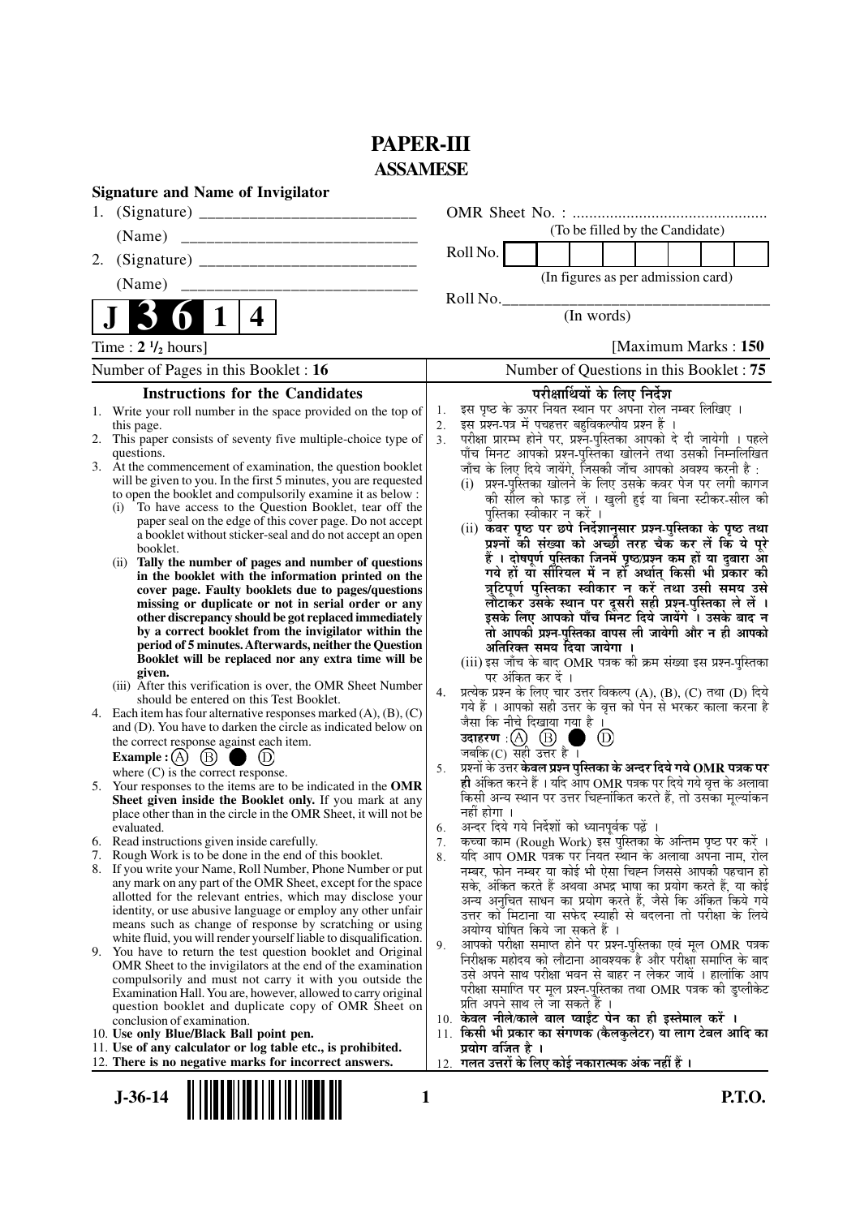# PAPER-III
## ASSAMESE

**Signature and Name of Invigilator**

1. (Signature) __________________________

   (Name) ____________________________

2. (Signature) __________________________

   (Name) ____________________________

OMR Sheet No. : ...............................................
(To be filled by the Candidate)

Roll No. [ ]
(In figures as per admission card)

Roll No.________________________________
(In words)

**J 3 6 1 4**

Time : **2 ½ hours]** **[Maximum Marks : 150**

| Number of Pages in this Booklet : 16 | Number of Questions in this Booklet : 75 |
|---|---|

### Instructions for the Candidates

1. Write your roll number in the space provided on the top of this page.
2. This paper consists of seventy five multiple-choice type of questions.
3. At the commencement of examination, the question booklet will be given to you. In the first 5 minutes, you are requested to open the booklet and compulsorily examine it as below :
   (i) To have access to the Question Booklet, tear off the paper seal on the edge of this cover page. Do not accept a booklet without sticker-seal and do not accept an open booklet.
   (ii) **Tally the number of pages and number of questions in the booklet with the information printed on the cover page. Faulty booklets due to pages/questions missing or duplicate or not in serial order or any other discrepancy should be got replaced immediately by a correct booklet from the invigilator within the period of 5 minutes. Afterwards, neither the Question Booklet will be replaced nor any extra time will be given.**
   (iii) After this verification is over, the OMR Sheet Number should be entered on this Test Booklet.
4. Each item has four alternative responses marked (A), (B), (C) and (D). You have to darken the circle as indicated below on the correct response against each item.
   **Example :** (A) (B) ● (D)
   where (C) is the correct response.
5. Your responses to the items are to be indicated in the **OMR Sheet given inside the Booklet only.** If you mark at any place other than in the circle in the OMR Sheet, it will not be evaluated.
6. Read instructions given inside carefully.
7. Rough Work is to be done in the end of this booklet.
8. If you write your Name, Roll Number, Phone Number or put any mark on any part of the OMR Sheet, except for the space allotted for the relevant entries, which may disclose your identity, or use abusive language or employ any other unfair means such as change of response by scratching or using white fluid, you will render yourself liable to disqualification.
9. You have to return the test question booklet and Original OMR Sheet to the invigilators at the end of the examination compulsorily and must not carry it with you outside the Examination Hall. You are, however, allowed to carry original question booklet and duplicate copy of OMR Sheet on conclusion of examination.
10. **Use only Blue/Black Ball point pen.**
11. **Use of any calculator or log table etc., is prohibited.**
12. **There is no negative marks for incorrect answers.**

### परीक्षार्थियों के लिए निर्देश

1. इस पृष्ठ के ऊपर नियत स्थान पर अपना रोल नम्बर लिखिए ।
2. इस प्रश्न-पत्र में पचहत्तर बहुविकल्पीय प्रश्न हैं ।
3. परीक्षा प्रारम्भ होने पर, प्रश्न-पुस्तिका आपको दे दी जायेगी । पहले पाँच मिनट आपको प्रश्न-पुस्तिका खोलने तथा उसकी निम्नलिखित जाँच के लिए दिये जायेंगे, जिसकी जाँच आपको अवश्य करनी है :
   (i) प्रश्न-पुस्तिका खोलने के लिए उसके कवर पेज पर लगी कागज की सील को फाड़ लें । खुली हुई या बिना स्टीकर-सील की पुस्तिका स्वीकार न करें ।
   (ii) **कवर पृष्ठ पर छपे निर्देशानुसार प्रश्न-पुस्तिका के पृष्ठ तथा प्रश्नों की संख्या को अच्छी तरह चैक कर लें कि ये पूरे हैं । दोषपूर्ण पुस्तिका जिनमें पृष्ठ/प्रश्न कम हों या दुबारा आ गये हों या सीरियल में न हों अर्थात् किसी भी प्रकार की त्रुटिपूर्ण पुस्तिका स्वीकार न करें तथा उसी समय उसे लौटाकर उसके स्थान पर दूसरी सही प्रश्न-पुस्तिका ले लें । इसके लिए आपको पाँच मिनट दिये जायेंगे । उसके बाद न तो आपकी प्रश्न-पुस्तिका वापस ली जायेगी और न ही आपको अतिरिक्त समय दिया जायेगा ।**
   (iii) इस जाँच के बाद OMR पत्रक की क्रम संख्या इस प्रश्न-पुस्तिका पर अंकित कर दें ।
4. प्रत्येक प्रश्न के लिए चार उत्तर विकल्प (A), (B), (C) तथा (D) दिये गये हैं । आपको सही उत्तर के वृत्त को पेन से भरकर काला करना है जैसा कि नीचे दिखाया गया है ।
   **उदाहरण :** (A) (B) ● (D)
   जबकि (C) सही उत्तर है ।
5. प्रश्नों के उत्तर **केवल प्रश्न पुस्तिका के अन्दर दिये गये OMR पत्रक पर ही** अंकित करने हैं । यदि आप OMR पत्रक पर दिये गये वृत्त के अलावा किसी अन्य स्थान पर उत्तर चिह्नांकित करते हैं, तो उसका मूल्यांकन नहीं होगा ।
6. अन्दर दिये गये निर्देशों को ध्यानपूर्वक पढ़ें ।
7. कच्चा काम (Rough Work) इस पुस्तिका के अन्तिम पृष्ठ पर करें ।
8. यदि आप OMR पत्रक पर नियत स्थान के अलावा अपना नाम, रोल नम्बर, फोन नम्बर या कोई भी ऐसा चिह्न जिससे आपकी पहचान हो सके, अंकित करते हैं अथवा अभद्र भाषा का प्रयोग करते हैं, या कोई अन्य अनुचित साधन का प्रयोग करते हैं, जैसे कि अंकित किये गये उत्तर को मिटाना या सफेद स्याही से बदलना तो परीक्षा के लिये अयोग्य घोषित किये जा सकते हैं ।
9. आपको परीक्षा समाप्त होने पर प्रश्न-पुस्तिका एवं मूल OMR पत्रक निरीक्षक महोदय को लौटाना आवश्यक है और परीक्षा समाप्ति के बाद उसे अपने साथ परीक्षा भवन से बाहर न लेकर जायें । हालांकि आप परीक्षा समाप्ति पर मूल प्रश्न-पुस्तिका तथा OMR पत्रक की डुप्लीकेट प्रति अपने साथ ले जा सकते हैं ।
10. **केवल नीले/काले बाल प्वाईंट पेन का ही इस्तेमाल करें ।**
11. **किसी भी प्रकार का संगणक (कैलकुलेटर) या लाग टेबल आदि का प्रयोग वर्जित है ।**
12. **गलत उत्तरों के लिए कोई नकारात्मक अंक नहीं हैं ।**

J-36-14 **P.T.O.**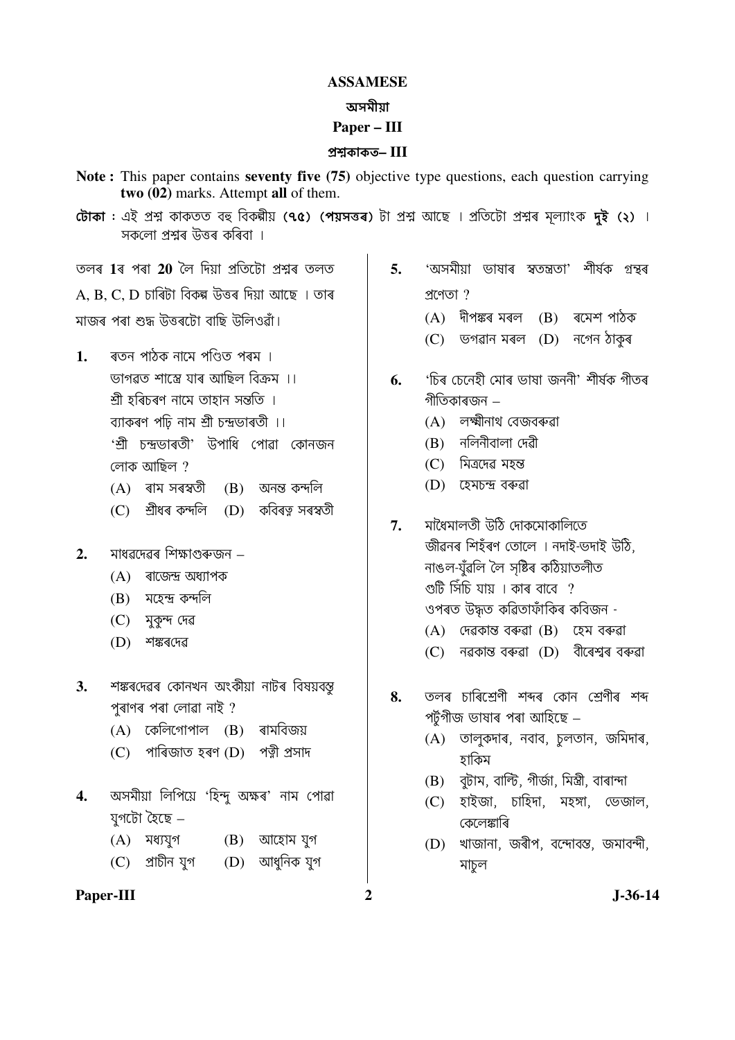# ASSAMESE

## অসমীয়া

## Paper – III

## প্ৰশ্নকাকত– III

**Note :** This paper contains **seventy five (75)** objective type questions, each question carrying **two (02)** marks. Attempt **all** of them.

**টোকা :** এই প্ৰশ্ন কাকতত বহু বিকল্পীয় **(৭৫) (পয়সত্তৰ)** টা প্ৰশ্ন আছে । প্ৰতিটো প্ৰশ্নৰ মূল্যাংক **দুই (২)** । সকলো প্ৰশ্নৰ উত্তৰ কৰিবা ।

তলৰ **1**ৰ পৰা **20** লৈ দিয়া প্ৰতিটো প্ৰশ্নৰ তলত A, B, C, D চাৰিটা বিকল্প উত্তৰ দিয়া আছে । তাৰ মাজৰ পৰা শুদ্ধ উত্তৰটো বাছি উলিওৱাঁ।

**1.** ৰতন পাঠক নামে পণ্ডিত পৰম ।
ভাগৱত শাস্ত্ৰে যাৰ আছিল বিক্ৰম ।।
শ্ৰী হৰিচৰণ নামে তাহান সন্ততি ।
ব্যাকৰণ পঢ়ি নাম শ্ৰী চন্দ্ৰভাৰতী ।।
'শ্ৰী চন্দ্ৰভাৰতী' উপাধি পোৱা কোনজন লোক আছিল ?

(A) ৰাম সৰস্বতী (B) অনন্ত কন্দলি
(C) শ্ৰীধৰ কন্দলি (D) কবিৰত্ন সৰস্বতী

**2.** মাধৱদেৱৰ শিক্ষাগুৰুজন –

(A) ৰাজেন্দ্ৰ অধ্যাপক
(B) মহেন্দ্ৰ কন্দলি
(C) মুকুন্দ দেৱ
(D) শঙ্কৰদেৱ

**3.** শঙ্কৰদেৱৰ কোনখন অংকীয়া নাটৰ বিষয়বস্তু পুৰাণৰ পৰা লোৱা নাই ?

(A) কেলিগোপাল (B) ৰামবিজয়
(C) পাৰিজাত হৰণ (D) পত্নী প্ৰসাদ

**4.** অসমীয়া লিপিয়ে 'হিন্দু অক্ষৰ' নাম পোৱা যুগটো হৈছে –

(A) মধ্যযুগ (B) আহোম যুগ
(C) প্ৰাচীন যুগ (D) আধুনিক যুগ

**5.** 'অসমীয়া ভাষাৰ স্বতন্ত্ৰতা' শীৰ্ষক গ্ৰন্থৰ প্ৰণেতা ?

(A) দীপঙ্কৰ মৰল (B) ৰমেশ পাঠক
(C) ভগৱান মৰল (D) নগেন ঠাকুৰ

**6.** 'চিৰ চেনেহী মোৰ ভাষা জননী' শীৰ্ষক গীতৰ গীতিকাৰজন –

(A) লক্ষ্মীনাথ বেজবৰুৱা
(B) নলিনীবালা দেৱী
(C) মিত্ৰদেৱ মহন্ত
(D) হেমচন্দ্ৰ বৰুৱা

**7.** মাধৈমালতী উঠি দোকমোকালিতে
জীৱনৰ শিহঁৰণ তোলে । নদাই-ভদাই উঠি,
নাঙল-যুঁৱলি লৈ সৃষ্টিৰ কঠিয়াতলীত
গুটি সিঁচি যায় । কাৰ বাবে ?
ওপৰত উদ্ধৃত কৱিতাফাঁকিৰ কবিজন -

(A) দেৱকান্ত বৰুৱা (B) হেম বৰুৱা
(C) নৱকান্ত বৰুৱা (D) বীৰেশ্বৰ বৰুৱা

**8.** তলৰ চাৰিশ্ৰেণী শব্দৰ কোন শ্ৰেণীৰ শব্দ পৰ্টুগীজ ভাষাৰ পৰা আহিছে –

(A) তালুকদাৰ, নবাব, চুলতান, জমিদাৰ, হাকিম
(B) বুটাম, বাল্টি, গীৰ্জা, মিস্ত্ৰী, বাৰান্দা
(C) হাইজা, চাহিদা, মহঙ্গা, ভেজাল, কেলেঙ্কাৰি
(D) খাজানা, জৰীপ, বন্দোবস্ত, জমাবন্দী, মাচুল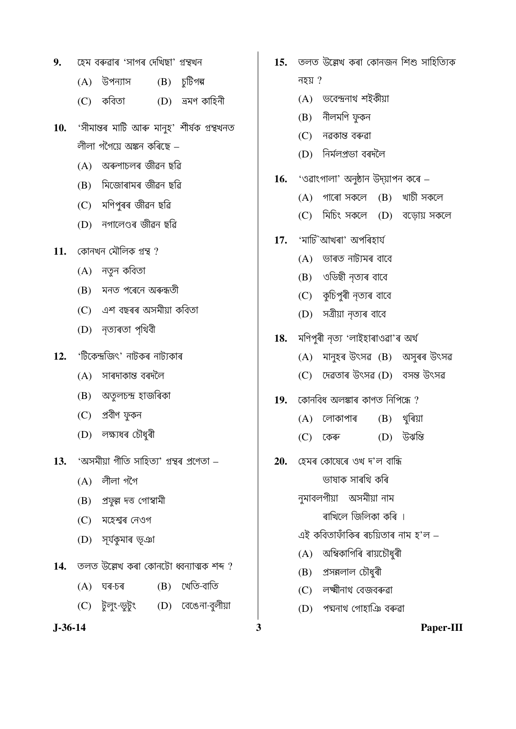9. হেম বৰুৱাৰ 'সাগৰ দেখিছা' গ্ৰন্থখন

(A) উপন্যাস (B) চুটিগল্প

(C) কবিতা (D) ভ্ৰমণ কাহিনী

10. 'সীমান্তৰ মাটি আৰু মানুহ' শীৰ্ষক গ্ৰন্থখনত লীলা গগৈয়ে অঙ্কন কৰিছে –

(A) অৰুণাচলৰ জীৱন ছবি

(B) মিজোৰামৰ জীৱন ছবি

(C) মণিপুৰৰ জীৱন ছবি

(D) নগালেণ্ডৰ জীৱন ছবি

11. কোনখন মৌলিক গ্ৰন্থ ?

(A) নতুন কবিতা

(B) মনত পৰেনে অৰুন্ধতী

(C) এশ বছৰৰ অসমীয়া কবিতা

(D) নৃত্যৰতা পৃথিৱী

12. 'টিকেন্দ্ৰজিৎ' নাটকৰ নাট্যকাৰ

(A) সাৰদাকান্ত বৰদলৈ

(B) অতুলচন্দ্ৰ হাজৰিকা

(C) প্ৰবীণ ফুকন

(D) লক্ষ্যধৰ চৌধুৰী

13. 'অসমীয়া গীতি সাহিত্য' গ্ৰন্থৰ প্ৰণেতা –

(A) লীলা গগৈ

(B) প্ৰফুল্ল দত্ত গোস্বামী

(C) মহেশ্বৰ নেওগ

(D) সূৰ্যকুমাৰ ভূঞা

14. তলত উল্লেখ কৰা কোনটো ধ্বন্যাত্মক শব্দ ?

(A) ঘৰ-চৰ (B) খেতি-বাতি

(C) টুলুং-ভুটুং (D) বেঙেনা-বুলীয়া

15. তলত উল্লেখ কৰা কোনজন শিশু সাহিত্যিক নহয় ?

(A) ভবেন্দ্ৰনাথ শইকীয়া

(B) নীলমণি ফুকন

(C) নৱকান্ত বৰুৱা

(D) নিৰ্মলপ্ৰভা বৰদলৈ

16. 'ওৱাংগালা' অনুষ্ঠান উদ্‌যাপন কৰে –

(A) গাৰো সকলে (B) খাচী সকলে

(C) মিচিং সকলে (D) বড়োয় সকলে

17. 'মাটি আখৰা' অপৰিহাৰ্য

(A) ভাৰত নাট্যমৰ বাবে

(B) ওডিছী নৃত্যৰ বাবে

(C) কুচিপুৰী নৃত্যৰ বাবে

(D) সত্ৰীয়া নৃত্যৰ বাবে

18. মণিপুৰী নৃত্য 'লাইহাৰাওৱা'ৰ অৰ্থ

(A) মানুহৰ উৎসৱ (B) অসুৰৰ উৎসৱ

(C) দেৱতাৰ উৎসৱ (D) বসন্ত উৎসৱ

19. কোনবিধ অলঙ্কাৰ কাণত নিপিন্ধে ?

(A) লোকাপাৰ (B) থুৰিয়া

(C) কেৰু (D) উঝন্তি

20. হেমৰ কোষেৰে ওখ দ'ল বান্ধি

ভাষাক সাৰথি কৰি

নুমাবলগীয়া অসমীয়া নাম

ৰাখিলে জিলিকা কৰি ।

এই কবিতাফাঁকিৰ ৰচয়িতাৰ নাম হ'ল –

(A) অম্বিকাগিৰি ৰায়চৌধুৰী

(B) প্ৰসন্নলাল চৌধুৰী

(C) লক্ষ্মীনাথ বেজবৰুৱা

(D) পদ্মনাথ গোহাঞি বৰুৱা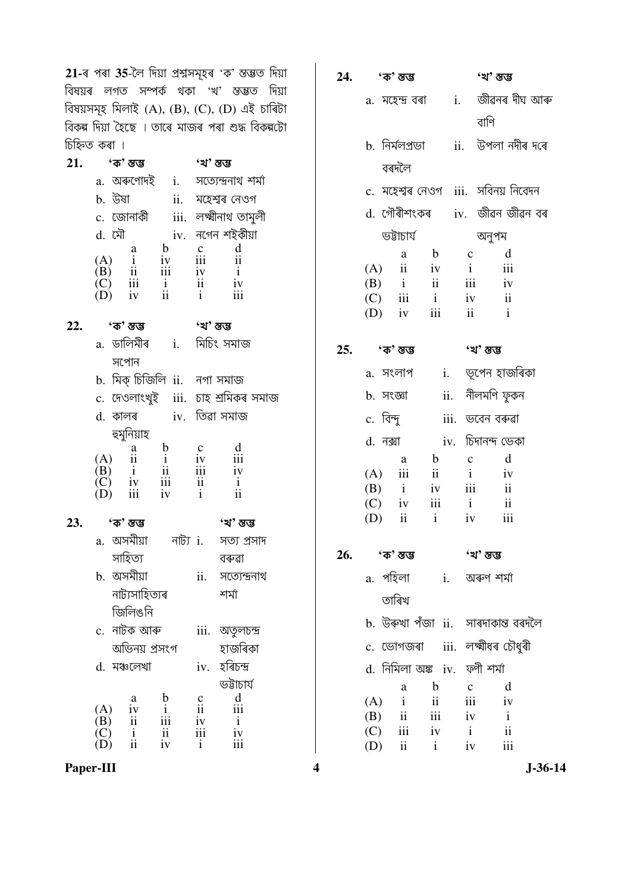**21**-ৰ পৰা **35**-লৈ দিয়া প্ৰশ্নসমূহৰ 'ক' স্তম্ভত দিয়া বিষয়ৰ লগত সম্পৰ্ক থকা 'খ' স্তম্ভত দিয়া বিষয়সমূহ মিলাই (A), (B), (C), (D) এই চাৰিটা বিকল্প দিয়া হৈছে । তাৰে মাজৰ পৰা শুদ্ধ বিকল্পটো চিহ্নিত কৰা ।

**21.**

| 'ক' স্তম্ভ | 'খ' স্তম্ভ |
|---|---|
| a. অৰুণোদই | i. সত্যেন্দ্ৰনাথ শৰ্মা |
| b. উষা | ii. মহেশ্বৰ নেওগ |
| c. জোনাকী | iii. লক্ষ্মীনাথ তামুলী |
| d. মৌ | iv. নগেন শইকীয়া |

| | a | b | c | d |
|---|---|---|---|---|
| (A) | i | iv | iii | ii |
| (B) | ii | iii | iv | i |
| (C) | iii | i | ii | iv |
| (D) | iv | ii | i | iii |

**22.**

| 'ক' স্তম্ভ | 'খ' স্তম্ভ |
|---|---|
| a. ডালিমীৰ সপোন | i. মিচিং সমাজ |
| b. মিক্ চিজিলি | ii. নগা সমাজ |
| c. দেওলাংখুই | iii. চাহ শ্ৰমিকৰ সমাজ |
| d. কালৰ হুমুনিয়াহ | iv. তিৱা সমাজ |

| | a | b | c | d |
|---|---|---|---|---|
| (A) | ii | i | iv | iii |
| (B) | i | ii | iii | iv |
| (C) | iv | iii | ii | i |
| (D) | iii | iv | i | ii |

**23.**

| 'ক' স্তম্ভ | 'খ' স্তম্ভ |
|---|---|
| a. অসমীয়া নাট্য সাহিত্য | i. সত্য প্ৰসাদ বৰুৱা |
| b. অসমীয়া নাট্যসাহিত্যৰ জিলিঙনি | ii. সত্যেন্দ্ৰনাথ শৰ্মা |
| c. নাটক আৰু অভিনয় প্ৰসংগ | iii. অতুলচন্দ্ৰ হাজৰিকা |
| d. মঞ্চলেখা | iv. হৰিচন্দ্ৰ ভট্টাচাৰ্য |

| | a | b | c | d |
|---|---|---|---|---|
| (A) | iv | i | ii | iii |
| (B) | ii | iii | iv | i |
| (C) | i | ii | iii | iv |
| (D) | ii | iv | i | iii |

**24.**

| 'ক' স্তম্ভ | 'খ' স্তম্ভ |
|---|---|
| a. মহেন্দ্ৰ বৰা | i. জীৱনৰ দীঘ আৰু বাণি |
| b. নিৰ্মলপ্ৰভা বৰদলৈ | ii. উপলা নদীৰ দৰে |
| c. মহেশ্বৰ নেওগ | iii. সবিনয় নিবেদন |
| d. গৌৰীশংকৰ ভট্টাচাৰ্য | iv. জীৱন জীৱন বৰ অনুপম |

| | a | b | c | d |
|---|---|---|---|---|
| (A) | ii | iv | i | iii |
| (B) | i | ii | iii | iv |
| (C) | iii | i | iv | ii |
| (D) | iv | iii | ii | i |

**25.**

| 'ক' স্তম্ভ | 'খ' স্তম্ভ |
|---|---|
| a. সংলাপ | i. ভূপেন হাজৰিকা |
| b. সংজ্ঞা | ii. নীলমণি ফুকন |
| c. বিন্দু | iii. ভবেন বৰুৱা |
| d. নক্সা | iv. চিদানন্দ ভেকা |

| | a | b | c | d |
|---|---|---|---|---|
| (A) | iii | ii | i | iv |
| (B) | i | iv | iii | ii |
| (C) | iv | iii | i | ii |
| (D) | ii | i | iv | iii |

**26.**

| 'ক' স্তম্ভ | 'খ' স্তম্ভ |
|---|---|
| a. পহিলা তাৰিখ | i. অৰুণ শৰ্মা |
| b. উৰুখা পঁজা | ii. সাৰদাকান্ত বৰদলৈ |
| c. ভোগজৰা | iii. লক্ষ্মীধৰ চৌধুৰী |
| d. নিমিলা অঙ্ক | iv. ফণী শৰ্মা |

| | a | b | c | d |
|---|---|---|---|---|
| (A) | i | ii | iii | iv |
| (B) | ii | iii | iv | i |
| (C) | iii | iv | i | ii |
| (D) | ii | i | iv | iii |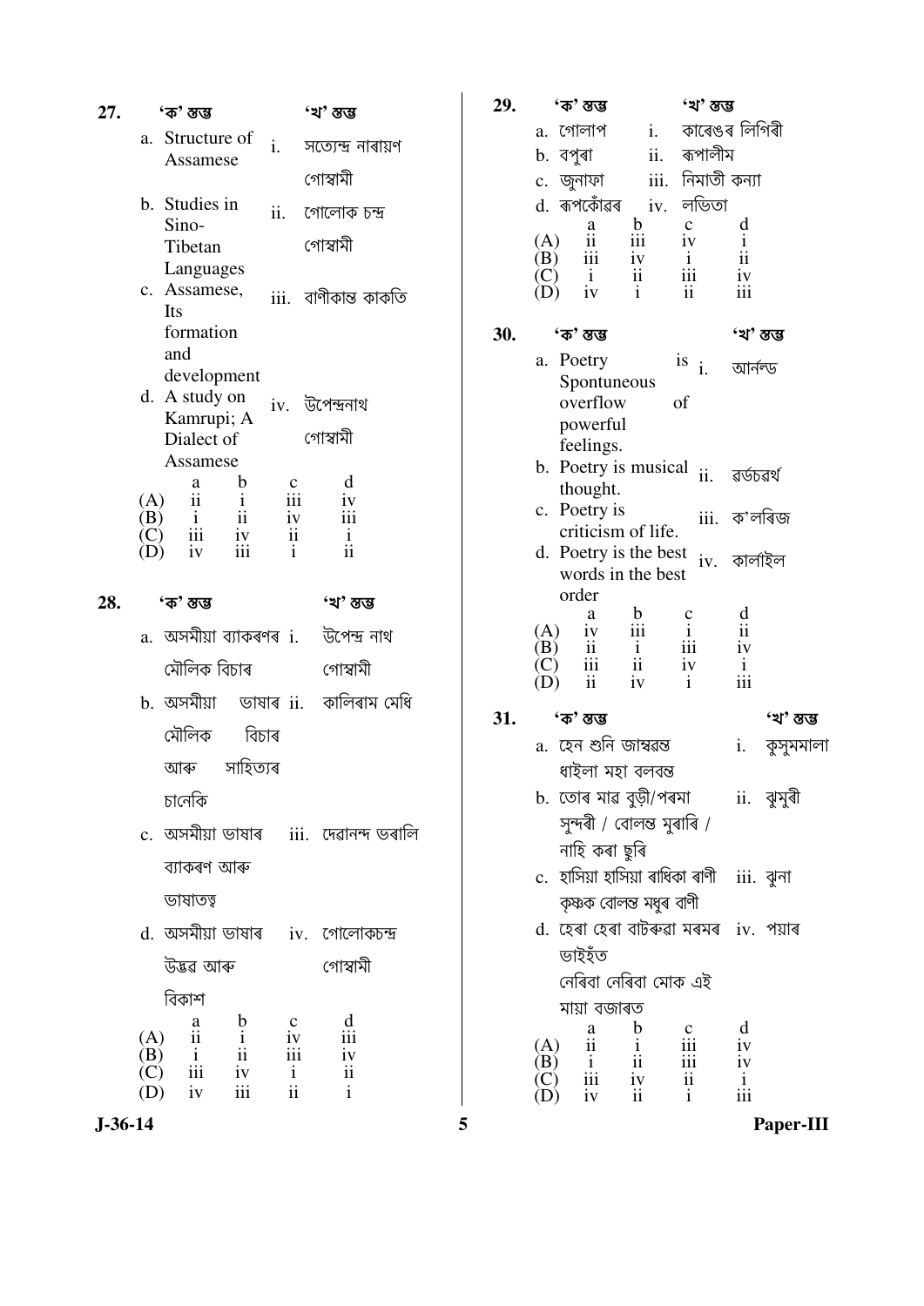27. 'ক' স্তম্ভ — 'খ' স্তম্ভ

| 'ক' স্তম্ভ | 'খ' স্তম্ভ |
|---|---|
| a. Structure of Assamese | i. সত্যেন্দ্ৰ নাৰায়ণ গোস্বামী |
| b. Studies in Sino-Tibetan Languages | ii. গোলোক চন্দ্ৰ গোস্বামী |
| c. Assamese, Its formation and development | iii. বাণীকান্ত কাকতি |
| d. A study on Kamrupi; A Dialect of Assamese | iv. উপেন্দ্ৰনাথ গোস্বামী |

| | a | b | c | d |
|---|---|---|---|---|
| (A) | ii | i | iii | iv |
| (B) | i | ii | iv | iii |
| (C) | iii | iv | ii | i |
| (D) | iv | iii | i | ii |

28. 'ক' স্তম্ভ — 'খ' স্তম্ভ

| 'ক' স্তম্ভ | 'খ' স্তম্ভ |
|---|---|
| a. অসমীয়া ব্যাকৰণৰ মৌলিক বিচাৰ | i. উপেন্দ্ৰ নাথ গোস্বামী |
| b. অসমীয়া ভাষাৰ মৌলিক বিচাৰ আৰু সাহিত্যৰ চানেকি | ii. কালিৰাম মেধি |
| c. অসমীয়া ভাষাৰ ব্যাকৰণ আৰু ভাষাতত্ত্ব | iii. দেৱানন্দ ভৰালি |
| d. অসমীয়া ভাষাৰ উদ্ভৱ আৰু বিকাশ | iv. গোলোকচন্দ্ৰ গোস্বামী |

| | a | b | c | d |
|---|---|---|---|---|
| (A) | ii | i | iv | iii |
| (B) | i | ii | iii | iv |
| (C) | iii | iv | i | ii |
| (D) | iv | iii | ii | i |

29. 'ক' স্তম্ভ — 'খ' স্তম্ভ

| 'ক' স্তম্ভ | 'খ' স্তম্ভ |
|---|---|
| a. গোলাপ | i. কাৰেঙৰ লিগিৰী |
| b. বপুৰা | ii. ৰূপালীম |
| c. জুনাফা | iii. নিমাতী কন্যা |
| d. ৰূপকোঁৱৰ | iv. লভিতা |

| | a | b | c | d |
|---|---|---|---|---|
| (A) | ii | iii | iv | i |
| (B) | iii | iv | i | ii |
| (C) | i | ii | iii | iv |
| (D) | iv | i | ii | iii |

30. 'ক' স্তম্ভ — 'খ' স্তম্ভ

| 'ক' স্তম্ভ | 'খ' স্তম্ভ |
|---|---|
| a. Poetry is Spontuneous overflow of powerful feelings. | i. আৰ্নল্ড |
| b. Poetry is musical thought. | ii. ৱৰ্ডচৱৰ্থ |
| c. Poetry is criticism of life. | iii. ক'লৰিজ |
| d. Poetry is the best words in the best order | iv. কাৰ্লাইল |

| | a | b | c | d |
|---|---|---|---|---|
| (A) | iv | iii | i | ii |
| (B) | ii | i | iii | iv |
| (C) | iii | ii | iv | i |
| (D) | ii | iv | i | iii |

31. 'ক' স্তম্ভ — 'খ' স্তম্ভ

| 'ক' স্তম্ভ | 'খ' স্তম্ভ |
|---|---|
| a. হেন শুনি জাম্বৱন্ত ধাইলা মহা বলবন্ত | i. কুসুমমালা |
| b. তোৰ মাৰ বুড়ী/পৰমা সুন্দৰী / বোলন্ত মুৰাৰি / নাহি কৰা ছুৰি | ii. ঝুমুৰী |
| c. হাসিয়া হাসিয়া ৰাধিকা ৰাণী কৃষ্ণক বোলন্ত মধুৰ বাণী | iii. ঝুনা |
| d. হেৰা হেৰা বাটৰুৱা মৰমৰ ভাইহঁত নেৰিবা নেৰিবা মোক এই মায়া বজাৰত | iv. পয়াৰ |

| | a | b | c | d |
|---|---|---|---|---|
| (A) | ii | i | iii | iv |
| (B) | i | ii | iii | iv |
| (C) | iii | iv | ii | i |
| (D) | iv | ii | i | iii |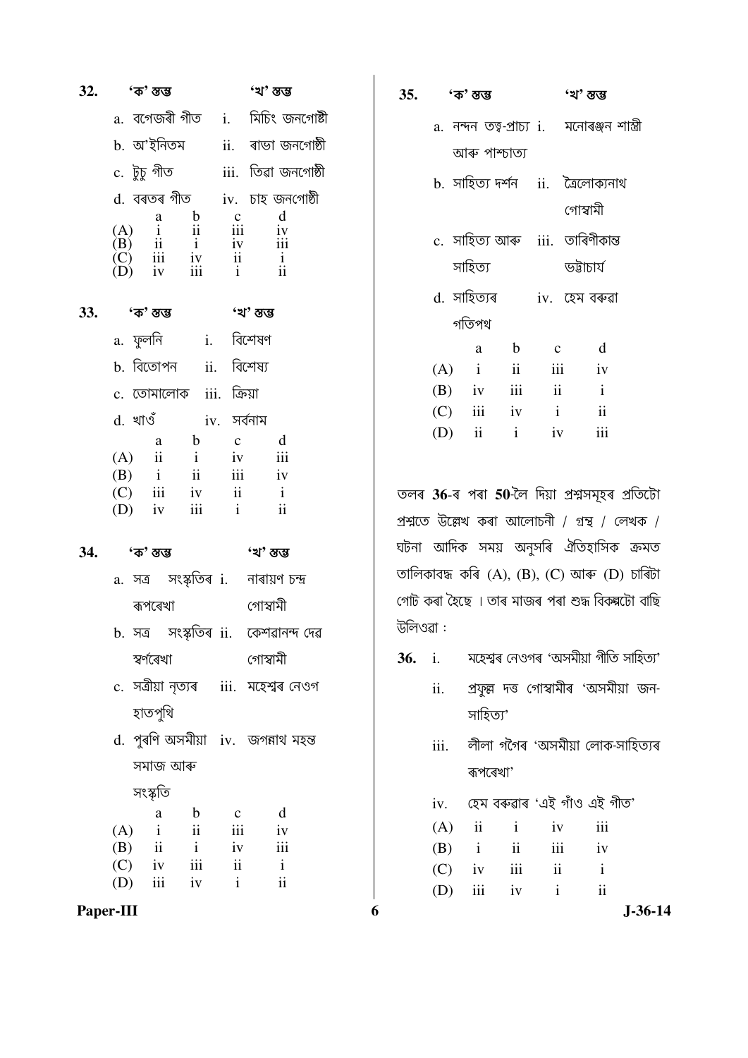32. 'ক' স্তম্ভ — 'খ' স্তম্ভ

| 'ক' স্তম্ভ | 'খ' স্তম্ভ |
|---|---|
| a. বগেজৰী গীত | i. মিচিং জনগোষ্ঠী |
| b. অ'ইনিতম | ii. ৰাভা জনগোষ্ঠী |
| c. টুচু গীত | iii. তিৱা জনগোষ্ঠী |
| d. বৰতৰ গীত | iv. চাহ জনগোষ্ঠী |

| | a | b | c | d |
|---|---|---|---|---|
| (A) | i | ii | iii | iv |
| (B) | ii | i | iv | iii |
| (C) | iii | iv | ii | i |
| (D) | iv | iii | i | ii |

33. 'ক' স্তম্ভ — 'খ' স্তম্ভ

| 'ক' স্তম্ভ | 'খ' স্তম্ভ |
|---|---|
| a. ফুলনি | i. বিশেষণ |
| b. বিতোপন | ii. বিশেষ্য |
| c. তোমালোক | iii. ক্রিয়া |
| d. খাওঁ | iv. সর্বনাম |

| | a | b | c | d |
|---|---|---|---|---|
| (A) | ii | i | iv | iii |
| (B) | i | ii | iii | iv |
| (C) | iii | iv | ii | i |
| (D) | iv | iii | i | ii |

34. 'ক' স্তম্ভ — 'খ' স্তম্ভ

| 'ক' স্তম্ভ | 'খ' স্তম্ভ |
|---|---|
| a. সত্ৰ সংস্কৃতিৰ ৰূপৰেখা | i. নাৰায়ণ চন্দ্ৰ গোস্বামী |
| b. সত্ৰ সংস্কৃতিৰ স্বৰ্ণৰেখা | ii. কেশৱানন্দ দেৱ গোস্বামী |
| c. সত্ৰীয়া নৃত্যৰ হাতপুথি | iii. মহেশ্বৰ নেওগ |
| d. পুৰণি অসমীয়া সমাজ আৰু সংস্কৃতি | iv. জগন্নাথ মহন্ত |

| | a | b | c | d |
|---|---|---|---|---|
| (A) | i | ii | iii | iv |
| (B) | ii | i | iv | iii |
| (C) | iv | iii | ii | i |
| (D) | iii | iv | i | ii |

35. 'ক' স্তম্ভ — 'খ' স্তম্ভ

| 'ক' স্তম্ভ | 'খ' স্তম্ভ |
|---|---|
| a. নন্দন তত্ত্ব-প্ৰাচ্য আৰু পাশ্চাত্য | i. মনোৰঞ্জন শাস্ত্ৰী |
| b. সাহিত্য দৰ্শন | ii. ত্ৰৈলোক্যনাথ গোস্বামী |
| c. সাহিত্য আৰু সাহিত্য | iii. তাৰিণীকান্ত ভট্টাচাৰ্য |
| d. সাহিত্যৰ গতিপথ | iv. হেম বৰুৱা |

| | a | b | c | d |
|---|---|---|---|---|
| (A) | i | ii | iii | iv |
| (B) | iv | iii | ii | i |
| (C) | iii | iv | i | ii |
| (D) | ii | i | iv | iii |

তলৰ **36**-ৰ পৰা **50**-লৈ দিয়া প্ৰশ্নসমূহৰ প্ৰতিটো প্ৰশ্নতে উল্লেখ কৰা আলোচনী / গ্ৰন্থ / লেখক / ঘটনা আদিক সময় অনুসৰি ঐতিহাসিক ক্ৰমত তালিকাবদ্ধ কৰি (A), (B), (C) আৰু (D) চাৰিটা গোট কৰা হৈছে । তাৰ মাজৰ পৰা শুদ্ধ বিকল্পটো বাছি উলিওৱা :

36. i. মহেশ্বৰ নেওগৰ 'অসমীয়া গীতি সাহিত্য'

ii. প্ৰফুল্ল দত্ত গোস্বামীৰ 'অসমীয়া জন-সাহিত্য'

iii. লীলা গগৈৰ 'অসমীয়া লোক-সাহিত্যৰ ৰূপৰেখা'

iv. হেম বৰুৱাৰ 'এই গাঁও এই গীত'

| (A) | ii | i | iv | iii |
|---|---|---|---|---|
| (B) | i | ii | iii | iv |
| (C) | iv | iii | ii | i |
| (D) | iii | iv | i | ii |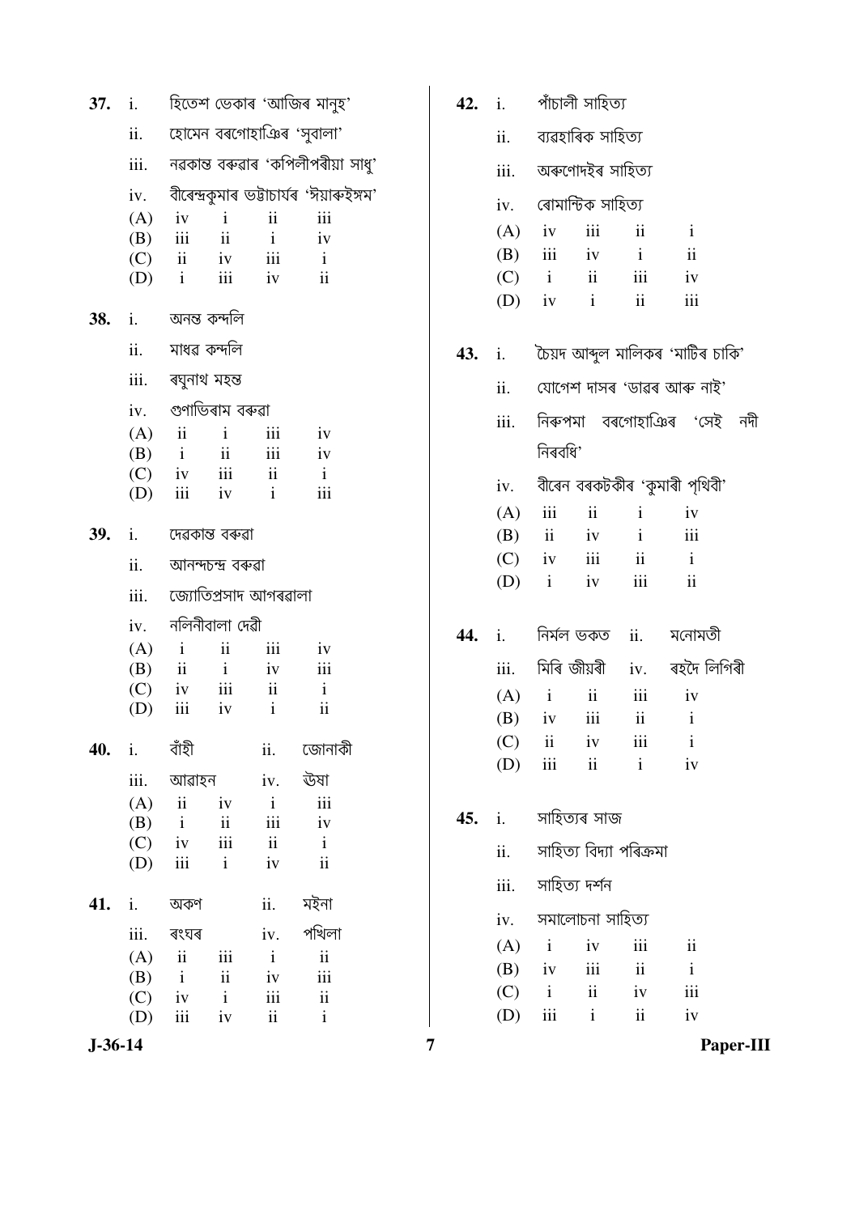**37.** i. হিতেশ ডেকাৰ 'আজিৰ মানুহ'

ii. হোমেন বৰগোহাঞিৰ 'সুবালা'

iii. নৰকান্ত বৰুৱাৰ 'কপিলীপৰীয়া সাধু'

iv. বীৰেন্দ্ৰকুমাৰ ভট্টাচাৰ্যৰ 'ঈয়াৰুইঙ্গম'

| | | | | |
|---|---|---|---|---|
| (A) | iv | i | ii | iii |
| (B) | iii | ii | i | iv |
| (C) | ii | iv | iii | i |
| (D) | i | iii | iv | ii |

**38.** i. অনন্ত কন্দলি

ii. মাধৱ কন্দলি

iii. ৰঘুনাথ মহন্ত

iv. গুণাভিৰাম বৰুৱা

| | | | | |
|---|---|---|---|---|
| (A) | ii | i | iii | iv |
| (B) | i | ii | iii | iv |
| (C) | iv | iii | ii | i |
| (D) | iii | iv | i | iii |

**39.** i. দেৱকান্ত বৰুৱা

ii. আনন্দচন্দ্ৰ বৰুৱা

iii. জ্যোতিপ্ৰসাদ আগৰৱালা

iv. নলিনীবালা দেৱী

| | | | | |
|---|---|---|---|---|
| (A) | i | ii | iii | iv |
| (B) | ii | i | iv | iii |
| (C) | iv | iii | ii | i |
| (D) | iii | iv | i | ii |

**40.** i. বাঁহী ii. জোনাকী

iii. আৱাহন iv. ঊষা

| | | | | |
|---|---|---|---|---|
| (A) | ii | iv | i | iii |
| (B) | i | ii | iii | iv |
| (C) | iv | iii | ii | i |
| (D) | iii | i | iv | ii |

**41.** i. অকণ ii. মইনা

iii. ৰংঘৰ iv. পখিলা

| | | | | |
|---|---|---|---|---|
| (A) | ii | iii | i | ii |
| (B) | i | ii | iv | iii |
| (C) | iv | i | iii | ii |
| (D) | iii | iv | ii | i |

**42.** i. পাঁচালী সাহিত্য

ii. ব্যৱহাৰিক সাহিত্য

iii. অৰুণোদইৰ সাহিত্য

iv. ৰোমান্টিক সাহিত্য

| | | | | |
|---|---|---|---|---|
| (A) | iv | iii | ii | i |
| (B) | iii | iv | i | ii |
| (C) | i | ii | iii | iv |
| (D) | iv | i | ii | iii |

**43.** i. চৈয়দ আব্দুল মালিকৰ 'মাটিৰ চাকি'

ii. যোগেশ দাসৰ 'ডাৱৰ আৰু নাই'

iii. নিৰুপমা বৰগোহাঞিৰ 'সেই নদী নিৰবধি'

iv. বীৰেন বৰকটকীৰ 'কুমাৰী পৃথিৱী'

| | | | | |
|---|---|---|---|---|
| (A) | iii | ii | i | iv |
| (B) | ii | iv | i | iii |
| (C) | iv | iii | ii | i |
| (D) | i | iv | iii | ii |

**44.** i. নিৰ্মল ভকত ii. মনোমতী

iii. মিৰি জীয়ৰী iv. ৰহদৈ লিগিৰী

| | | | | |
|---|---|---|---|---|
| (A) | i | ii | iii | iv |
| (B) | iv | iii | ii | i |
| (C) | ii | iv | iii | i |
| (D) | iii | ii | i | iv |

**45.** i. সাহিত্যৰ সাজ

ii. সাহিত্য বিদ্যা পৰিক্ৰমা

iii. সাহিত্য দৰ্শন

iv. সমালোচনা সাহিত্য

| | | | | |
|---|---|---|---|---|
| (A) | i | iv | iii | ii |
| (B) | iv | iii | ii | i |
| (C) | i | ii | iv | iii |
| (D) | iii | i | ii | iv |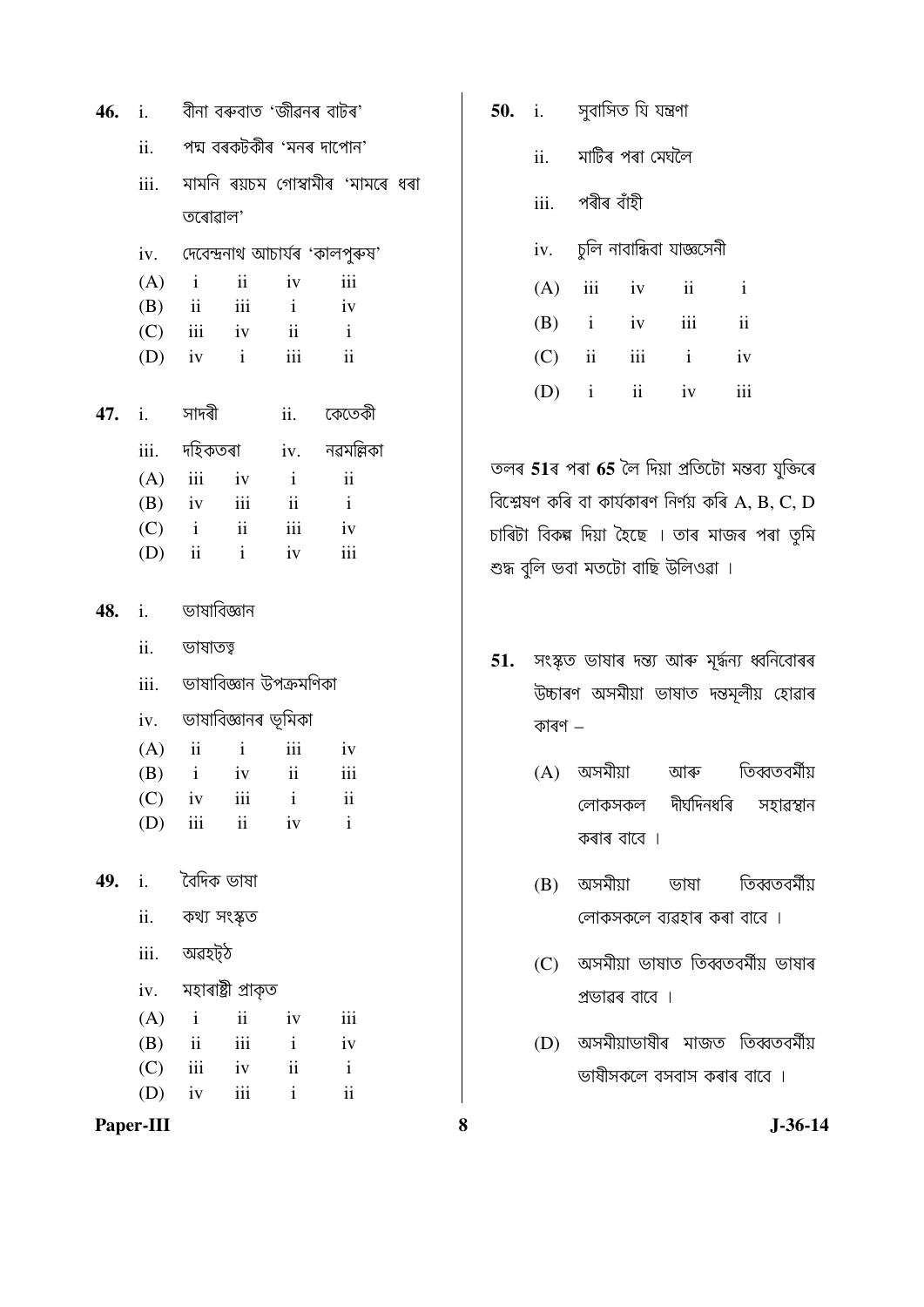**46.** i. বীনা বৰুৱাত 'জীৱনৰ বাটৰ'

ii. পদ্ম বৰকটকীৰ 'মনৰ দাপোন'

iii. মামনি ৰয়চম গোস্বামীৰ 'মামৰে ধৰা তৰোৱাল'

iv. দেবেন্দ্ৰনাথ আচাৰ্যৰ 'কালপুৰুষ'

| | | | | |
|---|---|---|---|---|
| (A) | i | ii | iv | iii |
| (B) | ii | iii | i | iv |
| (C) | iii | iv | ii | i |
| (D) | iv | i | iii | ii |

**47.** i. সাদৰী ii. কেতেকী

iii. দহিকতৰা iv. নৰমল্লিকা

| | | | | |
|---|---|---|---|---|
| (A) | iii | iv | i | ii |
| (B) | iv | iii | ii | i |
| (C) | i | ii | iii | iv |
| (D) | ii | i | iv | iii |

**48.** i. ভাষাবিজ্ঞান

ii. ভাষাতত্ব

iii. ভাষাবিজ্ঞান উপক্ৰমণিকা

iv. ভাষাবিজ্ঞানৰ ভূমিকা

| | | | | |
|---|---|---|---|---|
| (A) | ii | i | iii | iv |
| (B) | i | iv | ii | iii |
| (C) | iv | iii | i | ii |
| (D) | iii | ii | iv | i |

**49.** i. বৈদিক ভাষা

ii. কথ্য সংস্কৃত

iii. অৱহট্‌ঠ

iv. মহাৰাষ্ট্ৰী প্ৰাকৃত

| | | | | |
|---|---|---|---|---|
| (A) | i | ii | iv | iii |
| (B) | ii | iii | i | iv |
| (C) | iii | iv | ii | i |
| (D) | iv | iii | i | ii |

**50.** i. সুবাসিত যি যন্ত্ৰণা

ii. মাটিৰ পৰা মেঘলৈ

iii. পৰীৰ বাঁহী

iv. চুলি নাবান্ধিবা যাজ্ঞসেনী

| | | | | |
|---|---|---|---|---|
| (A) | iii | iv | ii | i |
| (B) | i | iv | iii | ii |
| (C) | ii | iii | i | iv |
| (D) | i | ii | iv | iii |

তলৰ **51**ৰ পৰা **65** লৈ দিয়া প্ৰতিটো মন্তব্য যুক্তিৰে বিশ্লেষণ কৰি বা কাৰ্যকাৰণ নিৰ্ণয় কৰি A, B, C, D চাৰিটা বিকল্প দিয়া হৈছে । তাৰ মাজৰ পৰা তুমি শুদ্ধ বুলি ভবা মতটো বাছি উলিওৱা ।

**51.** সংস্কৃত ভাষাৰ দন্ত্য আৰু মূৰ্দ্ধন্য ধ্বনিবোৰৰ উচ্চাৰণ অসমীয়া ভাষাত দন্তমূলীয় হোৱাৰ কাৰণ –

(A) অসমীয়া আৰু তিব্বতবৰ্মীয় লোকসকল দীৰ্ঘদিনধৰি সহাৱস্থান কৰাৰ বাবে ।

(B) অসমীয়া ভাষা তিব্বতবৰ্মীয় লোকসকলে ব্যৱহাৰ কৰা বাবে ।

(C) অসমীয়া ভাষাত তিব্বতবৰ্মীয় ভাষাৰ প্ৰভাৱৰ বাবে ।

(D) অসমীয়াভাষীৰ মাজত তিব্বতবৰ্মীয় ভাষীসকলে বসবাস কৰাৰ বাবে ।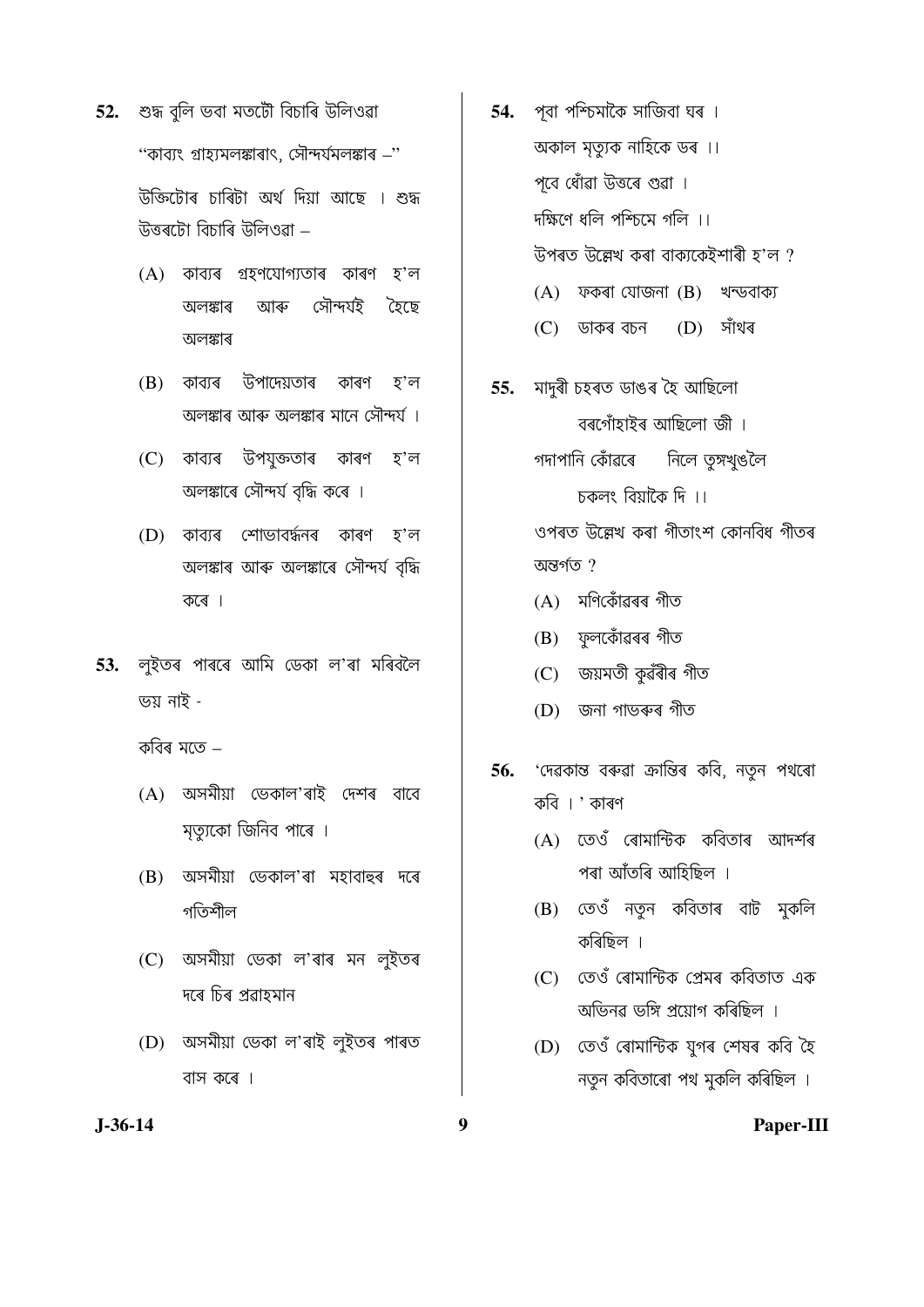52. শুদ্ধ বুলি ভবা মতটো বিচাৰি উলিওৱা

"কাব্যং গ্ৰাহ্যমলঙ্কাৰাৎ, সৌন্দৰ্যমলঙ্কাৰ –"

উক্তিটোৰ চাৰিটা অৰ্থ দিয়া আছে । শুদ্ধ উত্তৰটো বিচাৰি উলিওৱা –

(A) কাব্যৰ গ্ৰহণযোগ্যতাৰ কাৰণ হ'ল অলঙ্কাৰ আৰু সৌন্দৰ্যই হৈছে অলঙ্কাৰ

(B) কাব্যৰ উপাদেয়তাৰ কাৰণ হ'ল অলঙ্কাৰ আৰু অলঙ্কাৰ মানে সৌন্দৰ্য ।

(C) কাব্যৰ উপযুক্ততাৰ কাৰণ হ'ল অলঙ্কাৰে সৌন্দৰ্য বৃদ্ধি কৰে ।

(D) কাব্যৰ শোভাবৰ্দ্ধনৰ কাৰণ হ'ল অলঙ্কাৰ আৰু অলঙ্কাৰে সৌন্দৰ্য বৃদ্ধি কৰে ।

53. লুইতৰ পাৰৰে আমি ডেকা ল'ৰা মৰিবলৈ ভয় নাই -

কবিৰ মতে –

(A) অসমীয়া ডেকাল'ৰাই দেশৰ বাবে মৃত্যুকো জিনিব পাৰে ।

(B) অসমীয়া ডেকাল'ৰা মহাবাহুৰ দৰে গতিশীল

(C) অসমীয়া ডেকা ল'ৰাৰ মন লুইতৰ দৰে চিৰ প্ৰৱাহমান

(D) অসমীয়া ডেকা ল'ৰাই লুইতৰ পাৰত বাস কৰে ।

54. পূবা পশ্চিমাকৈ সাজিবা ঘৰ ।
অকাল মৃত্যুক নাহিকে ডৰ ।।
পূবে ধোঁৱা উত্তৰে গুৱা ।
দক্ষিণে ধলি পশ্চিমে গলি ।।

উপৰত উল্লেখ কৰা বাক্যকেইশাৰী হ'ল ?

(A) ফকৰা যোজনা (B) খন্ডবাক্য

(C) ডাকৰ বচন (D) সাঁথৰ

55. মাদুৰী চহৰত ডাঙৰ হৈ আছিলো
বৰগোঁহাইৰ আছিলো জী ।
গদাপানি কোঁৱৰে নিলে তুঙ্গখুঙলৈ
চকলং বিয়াকৈ দি ।।

ওপৰত উল্লেখ কৰা গীতাংশ কোনবিধ গীতৰ অন্তৰ্গত ?

(A) মণিকোঁৱৰৰ গীত

(B) ফুলকোঁৱৰৰ গীত

(C) জয়মতী কুৱঁৰীৰ গীত

(D) জনা গাভৰুৰ গীত

56. 'দেৱকান্ত বৰুৱা ক্ৰান্তিৰ কবি, নতুন পথৰো কবি ।' কাৰণ

(A) তেওঁ ৰোমান্টিক কবিতাৰ আদৰ্শৰ পৰা আঁতৰি আহিছিল ।

(B) তেওঁ নতুন কবিতাৰ বাট মুকলি কৰিছিল ।

(C) তেওঁ ৰোমান্টিক প্ৰেমৰ কবিতাত এক অভিনৱ ভঙ্গি প্ৰয়োগ কৰিছিল ।

(D) তেওঁ ৰোমান্টিক যুগৰ শেষৰ কবি হৈ নতুন কবিতাৰো পথ মুকলি কৰিছিল ।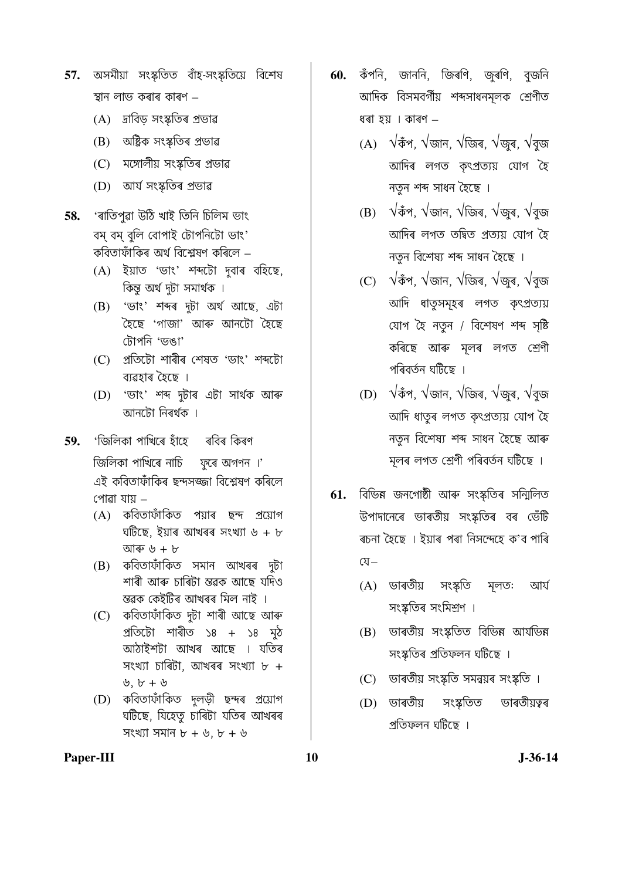57. অসমীয়া সংস্কৃতিত বাঁহ-সংস্কৃতিয়ে বিশেষ স্থান লাভ কৰাৰ কাৰণ –

 (A) দ্ৰাবিড় সংস্কৃতিৰ প্ৰভাৱ
 (B) অষ্ট্ৰিক সংস্কৃতিৰ প্ৰভাৱ
 (C) মঙ্গোলীয় সংস্কৃতিৰ প্ৰভাৱ
 (D) আৰ্য সংস্কৃতিৰ প্ৰভাৱ

58. 'ৰাতিপুৱা উঠি খাই তিনি চিলিম ভাং
বম্ বম্ বুলি বোপাই টোপনিটো ভাং'
কবিতাফাঁকিৰ অৰ্থ বিশ্লেষণ কৰিলে –

 (A) ইয়াত 'ভাং' শব্দটো দুবাৰ বহিছে, কিন্তু অৰ্থ দুটা সমাৰ্থক ।
 (B) 'ভাং' শব্দৰ দুটা অৰ্থ আছে, এটা হৈছে 'গাজা' আৰু আনটো হৈছে টোপনি 'ভঙা'
 (C) প্ৰতিটো শাৰীৰ শেষত 'ভাং' শব্দটো ব্যৱহাৰ হৈছে ।
 (D) 'ভাং' শব্দ দুটাৰ এটা সাৰ্থক আৰু আনটো নিৰৰ্থক ।

59. 'জিলিকা পাখিৰে হাঁহে ৰবিৰ কিৰণ
জিলিকা পাখিৰে নাচি ফুৰে অগণন ।'
এই কবিতাফাঁকিৰ ছন্দসজ্জা বিশ্লেষণ কৰিলে পোৱা যায় –

 (A) কবিতাফাঁকিত পয়াৰ ছন্দ প্ৰয়োগ ঘটিছে, ইয়াৰ আখৰৰ সংখ্যা ৬ + ৮ আৰু ৬ + ৮
 (B) কবিতাফাঁকিত সমান আখৰৰ দুটা শাৰী আৰু চাৰিটা স্তৱক আছে যদিও স্তৱক কেইটিৰ আখৰৰ মিল নাই ।
 (C) কবিতাফাঁকিত দুটা শাৰী আছে আৰু প্ৰতিটো শাৰীত ১৪ + ১৪ মুঠ আঠাইশটা আখৰ আছে । যতিৰ সংখ্যা চাৰিটা, আখৰৰ সংখ্যা ৮ + ৬, ৮ + ৬
 (D) কবিতাফাঁকিত দুলড়ী ছন্দৰ প্ৰয়োগ ঘটিছে, যিহেতু চাৰিটা যতিৰ আখৰৰ সংখ্যা সমান ৮ + ৬, ৮ + ৬

60. কঁপনি, জাননি, জিৰণি, জুৰণি, বুজনি আদিক বিসমবৰ্গীয় শব্দসাধনমূলক শ্ৰেণীত ধৰা হয় । কাৰণ –

 (A) √কঁপ, √জান, √জিৰ, √জুৰ, √বুজ আদিৰ লগত কৃৎপ্ৰত্যয় যোগ হৈ নতুন শব্দ সাধন হৈছে ।
 (B) √কঁপ, √জান, √জিৰ, √জুৰ, √বুজ আদিৰ লগত তদ্ধিত প্ৰত্যয় যোগ হৈ নতুন বিশেষ্য শব্দ সাধন হৈছে ।
 (C) √কঁপ, √জান, √জিৰ, √জুৰ, √বুজ আদি ধাতুসমূহৰ লগত কৃৎপ্ৰত্যয় যোগ হৈ নতুন / বিশেষণ শব্দ সৃষ্টি কৰিছে আৰু মূলৰ লগত শ্ৰেণী পৰিবৰ্তন ঘটিছে ।
 (D) √কঁপ, √জান, √জিৰ, √জুৰ, √বুজ আদি ধাতুৰ লগত কৃৎপ্ৰত্যয় যোগ হৈ নতুন বিশেষ্য শব্দ সাধন হৈছে আৰু মূলৰ লগত শ্ৰেণী পৰিবৰ্তন ঘটিছে ।

61. বিভিন্ন জনগোষ্ঠী আৰু সংস্কৃতিৰ সন্মিলিত উপাদানেৰে ভাৰতীয় সংস্কৃতিৰ বৰ ভেঁটি ৰচনা হৈছে । ইয়াৰ পৰা নিসন্দেহে ক'ব পাৰি যে–

 (A) ভাৰতীয় সংস্কৃতি মূলতঃ আৰ্য সংস্কৃতিৰ সংমিশ্ৰণ ।
 (B) ভাৰতীয় সংস্কৃতিত বিভিন্ন আৰ্যভিন্ন সংস্কৃতিৰ প্ৰতিফলন ঘটিছে ।
 (C) ভাৰতীয় সংস্কৃতি সমন্বয়ৰ সংস্কৃতি ।
 (D) ভাৰতীয় সংস্কৃতিত ভাৰতীয়ত্বৰ প্ৰতিফলন ঘটিছে ।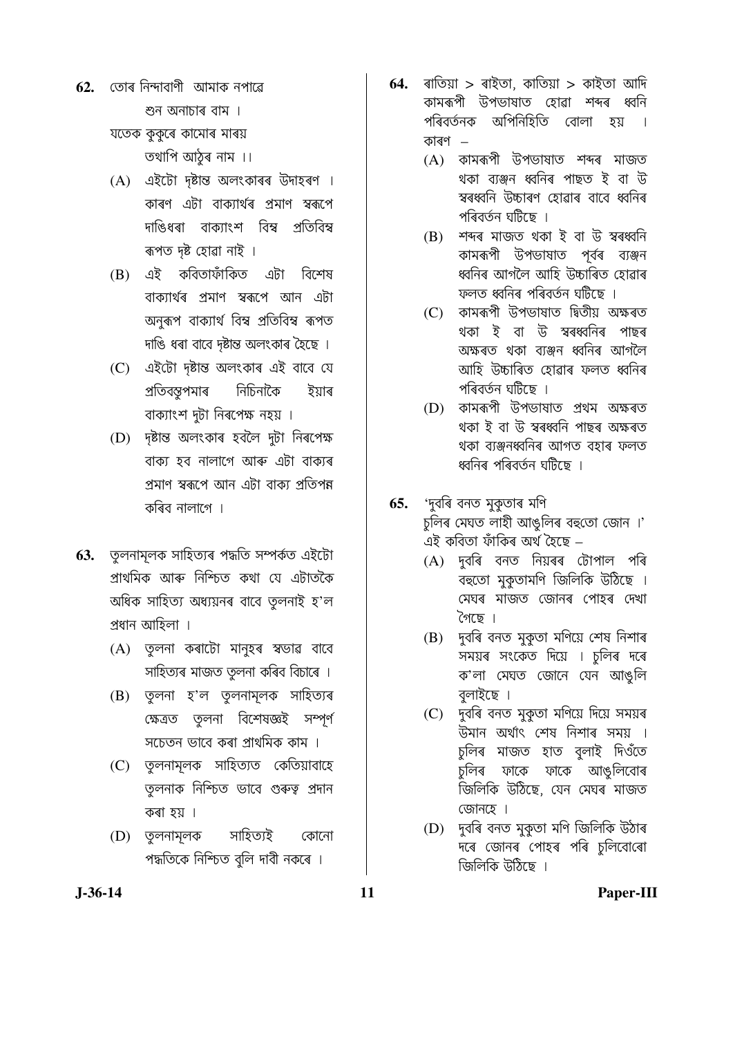62. তোৰ নিন্দাবাণী  আমাক নপাৰে
    শুন অনাচাৰ বাম ।
    যতেক কুকুৰে কামোৰ মাৰয়
    তথাপি আঠুৰ নাম ।।

   (A) এইটো দৃষ্টান্ত অলংকাৰৰ উদাহৰণ । কাৰণ এটা বাক্যাৰ্থৰ প্ৰমাণ স্বৰূপে দাঙিধৰা বাক্যাংশ বিম্ব প্ৰতিবিম্ব ৰূপত দৃষ্ট হোৱা নাই ।

   (B) এই কবিতাফাঁকিত এটা বিশেষ বাক্যাৰ্থৰ প্ৰমাণ স্বৰূপে আন এটা অনুৰূপ বাক্যাৰ্থ বিম্ব প্ৰতিবিম্ব ৰূপত দাঙি ধৰা বাবে দৃষ্টান্ত অলংকাৰ হৈছে ।

   (C) এইটো দৃষ্টান্ত অলংকাৰ এই বাবে যে প্ৰতিবস্তুপমাৰ নিচিনাকৈ ইয়াৰ বাক্যাংশ দুটা নিৰপেক্ষ নহয় ।

   (D) দৃষ্টান্ত অলংকাৰ হবলৈ দুটা নিৰপেক্ষ বাক্য হব নালাগে আৰু এটা বাক্যৰ প্ৰমাণ স্বৰূপে আন এটা বাক্য প্ৰতিপন্ন কৰিব নালাগে ।

63. তুলনামূলক সাহিত্যৰ পদ্ধতি সম্পৰ্কত এইটো প্ৰাথমিক আৰু নিশ্চিত কথা যে এটাতকৈ অধিক সাহিত্য অধ্যয়নৰ বাবে তুলনাই হ'ল প্ৰধান আহিলা ।

   (A) তুলনা কৰাটো মানুহৰ স্বভাৱ বাবে সাহিত্যৰ মাজত তুলনা কৰিব বিচাৰে ।

   (B) তুলনা হ'ল তুলনামূলক সাহিত্যৰ ক্ষেত্ৰত তুলনা বিশেষজ্ঞই সম্পূৰ্ণ সচেতন ভাবে কৰা প্ৰাথমিক কাম ।

   (C) তুলনামূলক সাহিত্যত কেতিয়াবাহে তুলনাক নিশ্চিত ভাবে গুৰুত্ব প্ৰদান কৰা হয় ।

   (D) তুলনামূলক সাহিত্যই কোনো পদ্ধতিকে নিশ্চিত বুলি দাবী নকৰে ।

64. ৰাতিয়া > ৰাইতা, কাতিয়া > কাইতা আদি কামৰূপী উপভাষাত হোৱা শব্দৰ ধ্বনি পৰিবৰ্তনক অপিনিহিতি বোলা হয় । কাৰণ –

   (A) কামৰূপী উপভাষাত শব্দৰ মাজত থকা ব্যঞ্জন ধ্বনিৰ পাছত ই বা উ স্বৰধ্বনি উচ্চাৰণ হোৱাৰ বাবে ধ্বনিৰ পৰিবৰ্তন ঘটিছে ।

   (B) শব্দৰ মাজত থকা ই বা উ স্বৰধ্বনি কামৰূপী উপভাষাত পূৰ্বৰ ব্যঞ্জন ধ্বনিৰ আগলৈ আহি উচ্চাৰিত হোৱাৰ ফলত ধ্বনিৰ পৰিবৰ্তন ঘটিছে ।

   (C) কামৰূপী উপভাষাত দ্বিতীয় অক্ষৰত থকা ই বা উ স্বৰধ্বনিৰ পাছৰ অক্ষৰত থকা ব্যঞ্জন ধ্বনিৰ আগলৈ আহি উচ্চাৰিত হোৱাৰ ফলত ধ্বনিৰ পৰিবৰ্তন ঘটিছে ।

   (D) কামৰূপী উপভাষাত প্ৰথম অক্ষৰত থকা ই বা উ স্বৰধ্বনি পাছৰ অক্ষৰত থকা ব্যঞ্জনধ্বনিৰ আগত বহাৰ ফলত ধ্বনিৰ পৰিবৰ্তন ঘটিছে ।

65. 'দুবৰি বনত মুকুতাৰ মণি
    চুলিৰ মেঘত লাহী আঙুলিৰ বহুতো জোন ।'
    এই কবিতা ফাঁকিৰ অৰ্থ হৈছে –

   (A) দুবৰি বনত নিয়ৰৰ টোপাল পৰি বহুতো মুকুতামণি জিলিকি উঠিছে । মেঘৰ মাজত জোনৰ পোহৰ দেখা গৈছে ।

   (B) দুবৰি বনত মুকুতা মণিয়ে শেষ নিশাৰ সময়ৰ সংকেত দিয়ে । চুলিৰ দৰে ক'লা মেঘত জোনে যেন আঙুলি বুলাইছে ।

   (C) দুবৰি বনত মুকুতা মণিয়ে দিয়ে সময়ৰ উমান অৰ্থাৎ শেষ নিশাৰ সময় । চুলিৰ মাজত হাত বুলাই দিওঁতে চুলিৰ ফাকে ফাকে আঙুলিবোৰ জিলিকি উঠিছে, যেন মেঘৰ মাজত জোনহে ।

   (D) দুবৰি বনত মুকুতা মণি জিলিকি উঠাৰ দৰে জোনৰ পোহৰ পৰি চুলিবোৰো জিলিকি উঠিছে ।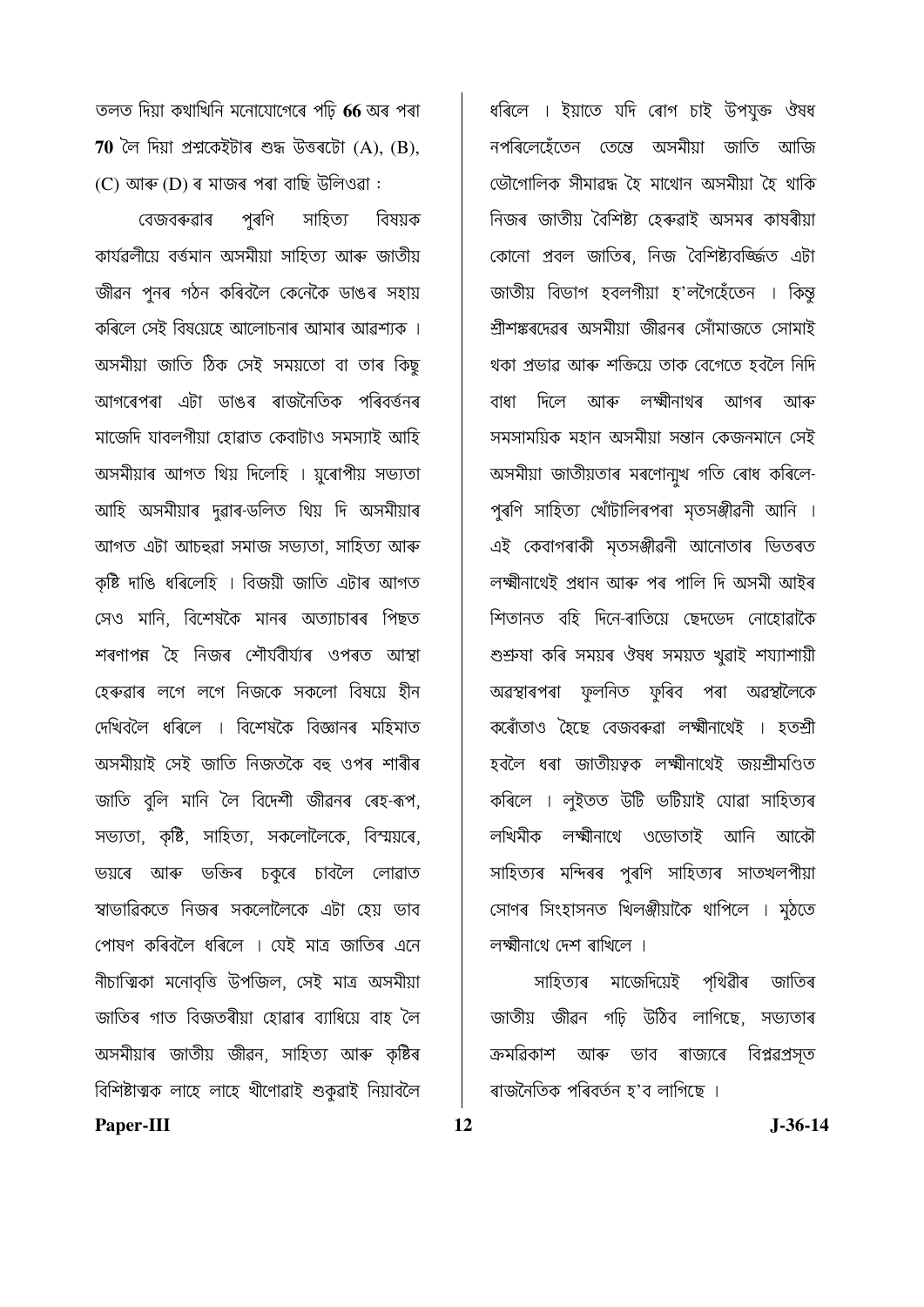তলত দিয়া কথাখিনি মনোযোগেৰে পঢ়ি **66** অৰ পৰা **70** লৈ দিয়া প্ৰশ্নকেইটাৰ শুদ্ধ উত্তৰটো (A), (B), (C) আৰু (D) ৰ মাজৰ পৰা বাছি উলিওৱা :

বেজবৰুৱাৰ পুৰণি সাহিত্য বিষয়ক কাৰ্যৱলীয়ে বৰ্তমান অসমীয়া সাহিত্য আৰু জাতীয় জীৱন পুনৰ গঠন কৰিবলৈ কেনেকৈ ডাঙৰ সহায় কৰিলে সেই বিষয়েহে আলোচনাৰ আমাৰ আৱশ্যক । অসমীয়া জাতি ঠিক সেই সময়তো বা তাৰ কিছু আগৰেপৰা এটা ডাঙৰ ৰাজনৈতিক পৰিবৰ্তনৰ মাজেদি যাবলগীয়া হোৱাত কেবাটাও সমস্যাই আহি অসমীয়াৰ আগত থিয় দিলেহি । য়ুৰোপীয় সভ্যতা আহি অসমীয়াৰ দুৱাৰ-ডলিত থিয় দি অসমীয়াৰ আগত এটা আচহুৱা সমাজ সভ্যতা, সাহিত্য আৰু কৃষ্টি দাঙি ধৰিলেহি । বিজয়ী জাতি এটাৰ আগত সেও মানি, বিশেষকৈ মানৰ অত্যাচাৰৰ পিছত শৰণাপন্ন হৈ নিজৰ শৌৰ্যবীৰ্য্যৰ ওপৰত আস্থা হেৰুৱাৰ লগে লগে নিজকে সকলো বিষয়ে হীন দেখিবলৈ ধৰিলে । বিশেষকৈ বিজ্ঞানৰ মহিমাত অসমীয়াই সেই জাতি নিজতকৈ বহু ওপৰ শাৰীৰ জাতি বুলি মানি লৈ বিদেশী জীৱনৰ ৰেহ-ৰূপ, সভ্যতা, কৃষ্টি, সাহিত্য, সকলোলৈকে, বিস্ময়ৰে, ভয়ৰে আৰু ভক্তিৰ চকুৰে চাবলৈ লোৱাত স্বাভাৱিকতে নিজৰ সকলোলৈকে এটা হেয় ভাব পোষণ কৰিবলৈ ধৰিলে । যেই মাত্ৰ জাতিৰ এনে নীচাত্মিকা মনোবৃত্তি উপজিল, সেই মাত্ৰ অসমীয়া জাতিৰ গাত বিজতৰীয়া হোৱাৰ ব্যাধিয়ে বাহ লৈ অসমীয়াৰ জাতীয় জীৱন, সাহিত্য আৰু কৃষ্টিৰ বিশিষ্টাত্মক লাহে লাহে খীণোৱাই শুকুৱাই নিয়াবলৈ ধৰিলে । ইয়াতে যদি ৰোগ চাই উপযুক্ত ঔষধ নপৰিলেহেঁতেন তেন্তে অসমীয়া জাতি আজি ভৌগোলিক সীমাবদ্ধ হৈ মাথোন অসমীয়া হৈ থাকি নিজৰ জাতীয় বৈশিষ্ট্য হেৰুৱাই অসমৰ কাষৰীয়া কোনো প্ৰবল জাতিৰ, নিজ বৈশিষ্ট্যবৰ্জ্জিত এটা জাতীয় বিভাগ হবলগীয়া হ'লগৈহেঁতেন । কিন্তু শ্ৰীশঙ্কৰদেৱৰ অসমীয়া জীৱনৰ সোঁমাজতে সোমাই থকা প্ৰভাৱ আৰু শক্তিয়ে তাক বেগেতে হবলৈ নিদি বাধা দিলে আৰু লক্ষ্মীনাথৰ আগৰ আৰু সমসাময়িক মহান অসমীয়া সন্তান কেজনমানে সেই অসমীয়া জাতীয়তাৰ মৰণোন্মুখ গতি ৰোধ কৰিলে-পুৰণি সাহিত্য খোঁটালিৰপৰা মৃতসঞ্জীৱনী আনি । এই কেবাগৰাকী মৃতসঞ্জীৱনী আনোতাৰ ভিতৰত লক্ষ্মীনাথেই প্ৰধান আৰু পৰ পালি দি অসমী আইৰ শিতানত বহি দিনে-ৰাতিয়ে ছেদভেদ নোহোৱাকৈ শুশ্ৰুষা কৰি সময়ৰ ঔষধ সময়ত খুৱাই শয্যাশায়ী অৱস্থাৰপৰা ফুলনিত ফুৰিব পৰা অৱস্থালৈকে কৰোঁতাও হৈছে বেজবৰুৱা লক্ষ্মীনাথেই । হতশ্ৰী হবলৈ ধৰা জাতীয়ত্বক লক্ষ্মীনাথেই জয়শ্ৰীমণ্ডিত কৰিলে । লুইতত উটি ভটিয়াই যোৱা সাহিত্যৰ লখিমীক লক্ষ্মীনাথে ওভোতাই আনি আকৌ সাহিত্যৰ মন্দিৰৰ পুৰণি সাহিত্যৰ সাতখলপীয়া সোণৰ সিংহাসনত খিলঞ্জীয়াকৈ থাপিলে । মুঠতে লক্ষ্মীনাথে দেশ ৰাখিলে ।

সাহিত্যৰ মাজেদিয়েই পৃথিৱীৰ জাতিৰ জাতীয় জীৱন গঢ়ি উঠিব লাগিছে, সভ্যতাৰ ক্ৰমবিকাশ আৰু ভাব ৰাজ্যৰে বিপ্লৱপ্ৰসূত ৰাজনৈতিক পৰিবৰ্তন হ'ব লাগিছে ।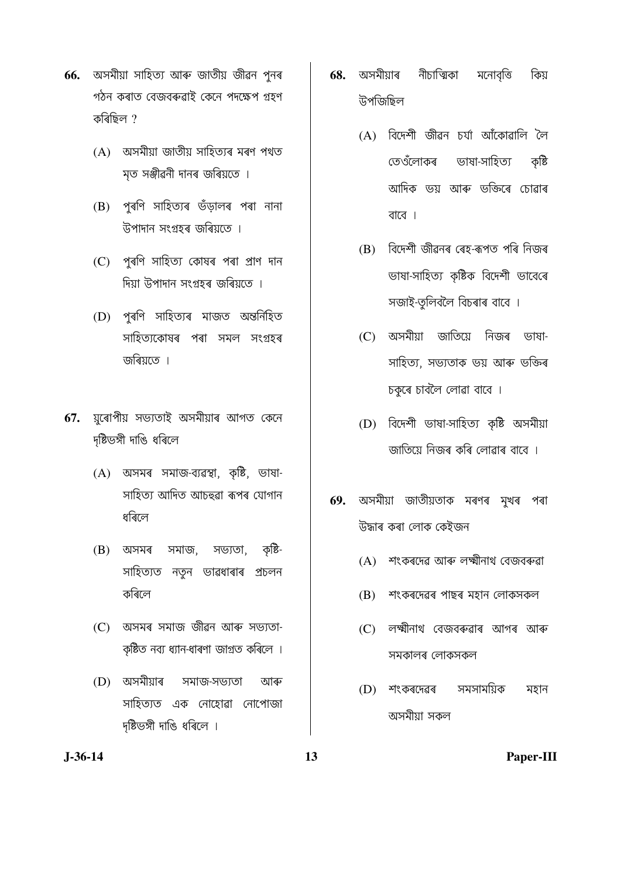66. অসমীয়া সাহিত্য আৰু জাতীয় জীৱন পুনৰ গঠন কৰাত বেজবৰুৱাই কেনে পদক্ষেপ গ্ৰহণ কৰিছিল ?

    (A) অসমীয়া জাতীয় সাহিত্যৰ মৰণ পথত মৃত সঞ্জীৱনী দানৰ জৰিয়তে ।

    (B) পুৰণি সাহিত্যৰ ভঁড়ালৰ পৰা নানা উপাদান সংগ্ৰহৰ জৰিয়তে ।

    (C) পুৰণি সাহিত্য কোষৰ পৰা প্ৰাণ দান দিয়া উপাদান সংগ্ৰহৰ জৰিয়তে ।

    (D) পুৰণি সাহিত্যৰ মাজত অন্তৰ্নিহিত সাহিত্যকোষৰ পৰা সমল সংগ্ৰহৰ জৰিয়তে ।

67. য়ুৰোপীয় সভ্যতাই অসমীয়াৰ আগত কেনে দৃষ্টিভঙ্গী দাঙি ধৰিলে

    (A) অসমৰ সমাজ-ব্যৱস্থা, কৃষ্টি, ভাষা-সাহিত্য আদিত আচহুৱা ৰূপৰ যোগান ধৰিলে

    (B) অসমৰ সমাজ, সভ্যতা, কৃষ্টি-সাহিত্যত নতুন ভাৱধাৰাৰ প্ৰচলন কৰিলে

    (C) অসমৰ সমাজ জীৱন আৰু সভ্যতা-কৃষ্টিত নব্য ধ্যান-ধাৰণা জাগ্ৰত কৰিলে ।

    (D) অসমীয়াৰ সমাজ-সভ্যতা আৰু সাহিত্যত এক নোহোৱা নোপোজা দৃষ্টিভঙ্গী দাঙি ধৰিলে ।

68. অসমীয়াৰ নীচাত্মিকা মনোবৃত্তি কিয় উপজিছিল

    (A) বিদেশী জীৱন চৰ্যা আঁকোৱালি লৈ তেওঁলোকৰ ভাষা-সাহিত্য কৃষ্টি আদিক ভয় আৰু ভক্তিৰে চোৱাৰ বাবে ।

    (B) বিদেশী জীৱনৰ ৰেহ-ৰূপত পৰি নিজৰ ভাষা-সাহিত্য কৃষ্টিক বিদেশী ভাবেৰে সজাই-তুলিবলৈ বিচৰাৰ বাবে ।

    (C) অসমীয়া জাতিয়ে নিজৰ ভাষা-সাহিত্য, সভ্যতাক ভয় আৰু ভক্তিৰ চকুৰে চাবলৈ লোৱা বাবে ।

    (D) বিদেশী ভাষা-সাহিত্য কৃষ্টি অসমীয়া জাতিয়ে নিজৰ কৰি লোৱাৰ বাবে ।

69. অসমীয়া জাতীয়তাক মৰণৰ মুখৰ পৰা উদ্ধাৰ কৰা লোক কেইজন

    (A) শংকৰদেৱ আৰু লক্ষ্মীনাথ বেজবৰুৱা

    (B) শংকৰদেৱৰ পাছৰ মহান লোকসকল

    (C) লক্ষ্মীনাথ বেজবৰুৱাৰ আগৰ আৰু সমকালৰ লোকসকল

    (D) শংকৰদেৱৰ সমসাময়িক মহান অসমীয়া সকল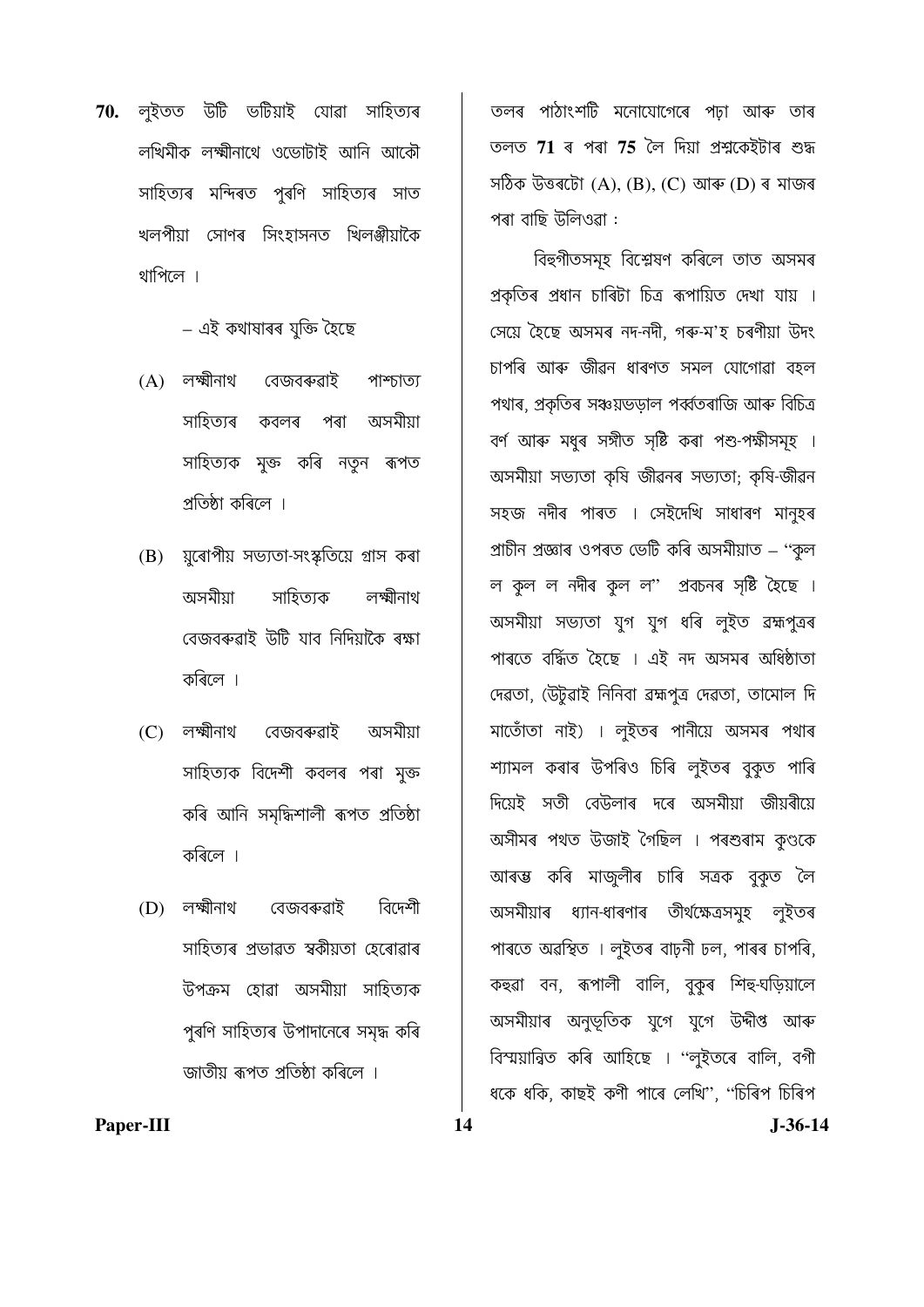70. লুইতত উটি ভটিয়াই যোৱা সাহিত্যৰ লখিমীক লক্ষ্মীনাথে ওভোটাই আনি আকৌ সাহিত্যৰ মন্দিৰত পুৰণি সাহিত্যৰ সাত খলপীয়া সোণৰ সিংহাসনত খিলঞ্জীয়াকৈ থাপিলে ।

– এই কথাষাৰৰ যুক্তি হৈছে

(A) লক্ষ্মীনাথ বেজবৰুৱাই পাশ্চাত্য সাহিত্যৰ কবলৰ পৰা অসমীয়া সাহিত্যক মুক্ত কৰি নতুন ৰূপত প্ৰতিষ্ঠা কৰিলে ।

(B) য়ুৰোপীয় সভ্যতা-সংস্কৃতিয়ে গ্ৰাস কৰা অসমীয়া সাহিত্যক লক্ষ্মীনাথ বেজবৰুৱাই উটি যাব নিদিয়াকৈ ৰক্ষা কৰিলে ।

(C) লক্ষ্মীনাথ বেজবৰুৱাই অসমীয়া সাহিত্যক বিদেশী কবলৰ পৰা মুক্ত কৰি আনি সমৃদ্ধিশালী ৰূপত প্ৰতিষ্ঠা কৰিলে ।

(D) লক্ষ্মীনাথ বেজবৰুৱাই বিদেশী সাহিত্যৰ প্ৰভাৱত স্বকীয়তা হেৰোৱাৰ উপক্ৰম হোৱা অসমীয়া সাহিত্যক পুৰণি সাহিত্যৰ উপাদানেৰে সমৃদ্ধ কৰি জাতীয় ৰূপত প্ৰতিষ্ঠা কৰিলে ।

তলৰ পাঠাংশটি মনোযোগেৰে পঢ়া আৰু তাৰ তলত **71** ৰ পৰা **75** লৈ দিয়া প্ৰশ্নকেইটাৰ শুদ্ধ সঠিক উত্তৰটো (A), (B), (C) আৰু (D) ৰ মাজৰ পৰা বাছি উলিওৱা :

বিহুগীতসমূহ বিশ্লেষণ কৰিলে তাত অসমৰ প্ৰকৃতিৰ প্ৰধান চাৰিটা চিত্ৰ ৰূপায়িত দেখা যায় । সেয়ে হৈছে অসমৰ নদ-নদী, গৰু-ম'হ চৰণীয়া উদং চাপৰি আৰু জীৱন ধাৰণত সমল যোগোৱা বহল পথাৰ, প্ৰকৃতিৰ সঞ্চয়ভড়াল পৰ্ব্বতৰাজি আৰু বিচিত্ৰ বৰ্ণ আৰু মধুৰ সঙ্গীত সৃষ্টি কৰা পশু-পক্ষীসমূহ । অসমীয়া সভ্যতা কৃষি জীৱনৰ সভ্যতা; কৃষি-জীৱন সহজ নদীৰ পাৰত । সেইদেখি সাধাৰণ মানুহৰ প্ৰাচীন প্ৰজ্ঞাৰ ওপৰত ভেটি কৰি অসমীয়াত – "কুল ল কুল ল নদীৰ কুল ল" প্ৰবচনৰ সৃষ্টি হৈছে । অসমীয়া সভ্যতা যুগ যুগ ধৰি লুইত ব্ৰহ্মপুত্ৰৰ পাৰতে বৰ্দ্ধিত হৈছে । এই নদ অসমৰ অধিষ্ঠাতা দেৱতা, (উটুৱাই নিনিবা ব্ৰহ্মপুত্ৰ দেৱতা, তামোল দি মাতোঁতা নাই) । লুইতৰ পানীয়ে অসমৰ পথাৰ শ্যামল কৰাৰ উপৰিও চিৰি লুইতৰ বুকুত পাৰি দিয়েই সতী বেউলাৰ দৰে অসমীয়া জীয়ৰীয়ে অসীমৰ পথত উজাই গৈছিল । পৰশুৰাম কুণ্ডকে আৰম্ভ কৰি মাজুলীৰ চাৰি সত্ৰক বুকুত লৈ অসমীয়াৰ ধ্যান-ধাৰণাৰ তীৰ্থক্ষেত্ৰসমূহ লুইতৰ পাৰতে অৱস্থিত । লুইতৰ বাঢ়নী ঢল, পাৰৰ চাপৰি, কহুৱা বন, ৰূপালী বালি, বুকুৰ শিহু-ঘড়িয়ালে অসমীয়াৰ অনুভূতিক যুগে যুগে উদ্দীপ্ত আৰু বিস্ময়ান্বিত কৰি আহিছে । "লুইতৰে বালি, বগী ধকে ধকি, কাছই কণী পাৰে লেখি", "চিৰিপ চিৰিপ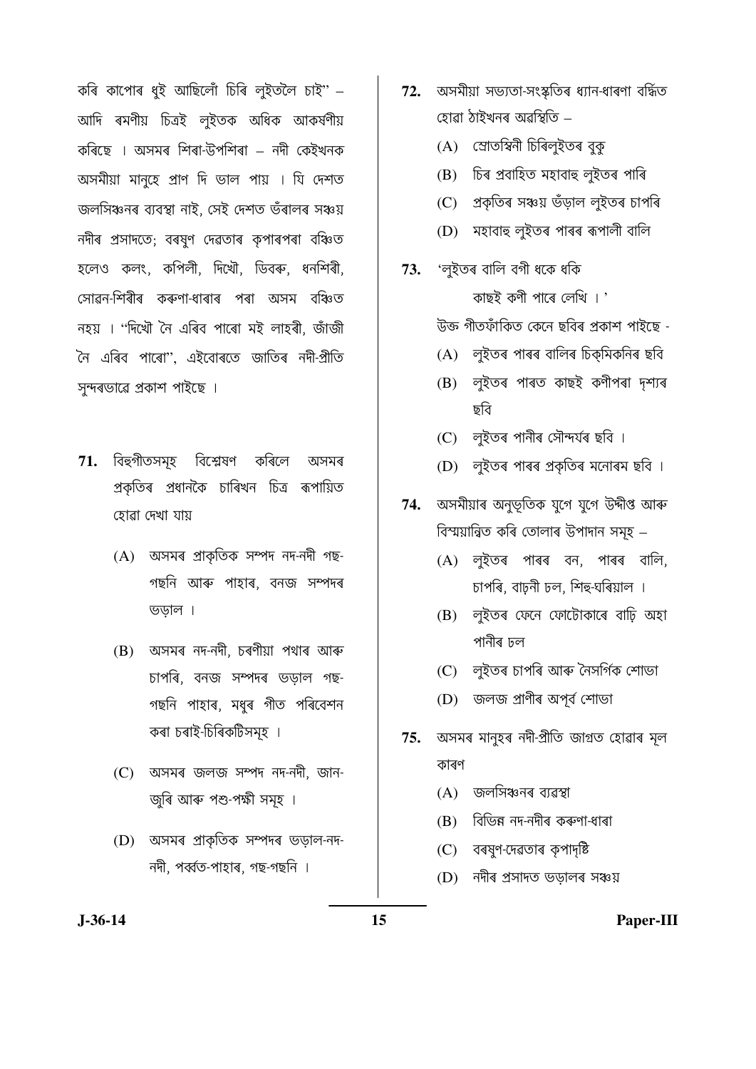কৰি কাপোৰ ধুই আছিলোঁ চিৰি লুইতলৈ চাই" – আদি ৰমণীয় চিত্ৰই লুইতক অধিক আকৰ্ষণীয় কৰিছে । অসমৰ শিৰা-উপশিৰা – নদী কেইখনক অসমীয়া মানুহে প্ৰাণ দি ভাল পায় । যি দেশত জলসিঞ্চনৰ ব্যৱস্থা নাই, সেই দেশত ভঁৰালৰ সঞ্চয় নদীৰ প্ৰসাদতে; বৰষুণ দেৱতাৰ কৃপাৰপৰা বঞ্চিত হলেও কলং, কপিলী, দিখৌ, ডিবৰু, ধনশিৰী, সোৱন-শিৰীৰ কৰুণা-ধাৰাৰ পৰা অসম বঞ্চিত নহয় । "দিখৌ নৈ এৰিব পাৰো মই লাহৰী, জাঁজী নৈ এৰিব পাৰো", এইবোৰতে জাতিৰ নদী-প্ৰীতি সুন্দৰভাৱে প্ৰকাশ পাইছে ।

**71.** বিহুগীতসমূহ বিশ্লেষণ কৰিলে অসমৰ প্ৰকৃতিৰ প্ৰধানকৈ চাৰিখন চিত্ৰ ৰূপায়িত হোৱা দেখা যায়

(A) অসমৰ প্ৰাকৃতিক সম্পদ নদ-নদী গছ-গছনি আৰু পাহাৰ, বনজ সম্পদৰ ভড়াল ।

(B) অসমৰ নদ-নদী, চৰণীয়া পথাৰ আৰু চাপৰি, বনজ সম্পদৰ ভড়াল গছ-গছনি পাহাৰ, মধুৰ গীত পৰিবেশন কৰা চৰাই-চিৰিকটিসমূহ ।

(C) অসমৰ জলজ সম্পদ নদ-নদী, জান-জুৰি আৰু পশু-পক্ষী সমূহ ।

(D) অসমৰ প্ৰাকৃতিক সম্পদৰ ভড়াল-নদ-নদী, পৰ্ব্বত-পাহাৰ, গছ-গছনি ।

**72.** অসমীয়া সভ্যতা-সংস্কৃতিৰ ধ্যান-ধাৰণা বৰ্দ্ধিত হোৱা ঠাইখনৰ অৱস্থিতি –

(A) স্ৰোতস্বিনী চিৰিলুইতৰ বুকু

(B) চিৰ প্ৰবাহিত মহাবাহু লুইতৰ পাৰি

(C) প্ৰকৃতিৰ সঞ্চয় ভঁড়াল লুইতৰ চাপৰি

(D) মহাবাহু লুইতৰ পাৰৰ ৰূপালী বালি

**73.** 'লুইতৰ বালি বগী ধকে ধকি
কাছই কণী পাৰে লেখি ।'

উক্ত গীতফাঁকিত কেনে ছবিৰ প্ৰকাশ পাইছে -

(A) লুইতৰ পাৰৰ বালিৰ চিক্মিকনিৰ ছবি

(B) লুইতৰ পাৰত কাছই কণীপৰা দৃশ্যৰ ছবি

(C) লুইতৰ পানীৰ সৌন্দৰ্যৰ ছবি ।

(D) লুইতৰ পাৰৰ প্ৰকৃতিৰ মনোৰম ছবি ।

**74.** অসমীয়াৰ অনুভূতিক যুগে যুগে উদ্দীপ্ত আৰু বিস্ময়ান্বিত কৰি তোলাৰ উপাদান সমূহ –

(A) লুইতৰ পাৰৰ বন, পাৰৰ বালি, চাপৰি, বাঢ়নী ঢল, শিহু-ঘৰিয়াল ।

(B) লুইতৰ ফেনে ফোটোকাৰে বাঢ়ি অহা পানীৰ ঢল

(C) লুইতৰ চাপৰি আৰু নৈসৰ্গিক শোভা

(D) জলজ প্ৰাণীৰ অপূৰ্ব শোভা

**75.** অসমৰ মানুহৰ নদী-প্ৰীতি জাগ্ৰত হোৱাৰ মূল কাৰণ

(A) জলসিঞ্চনৰ ব্যৱস্থা

(B) বিভিন্ন নদ-নদীৰ কৰুণা-ধাৰা

(C) বৰষুণ-দেৱতাৰ কৃপাদৃষ্টি

(D) নদীৰ প্ৰসাদত ভড়ালৰ সঞ্চয়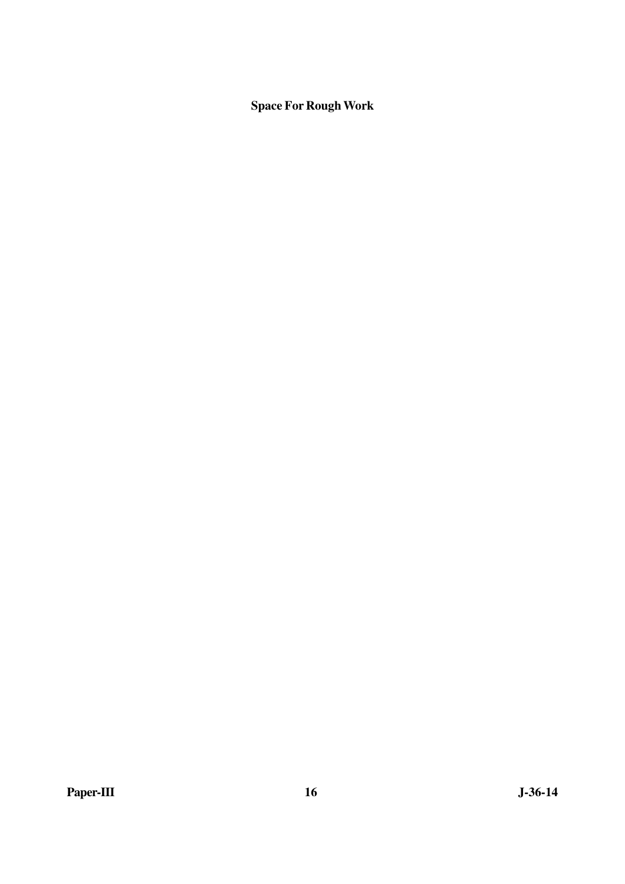**Space For Rough Work**